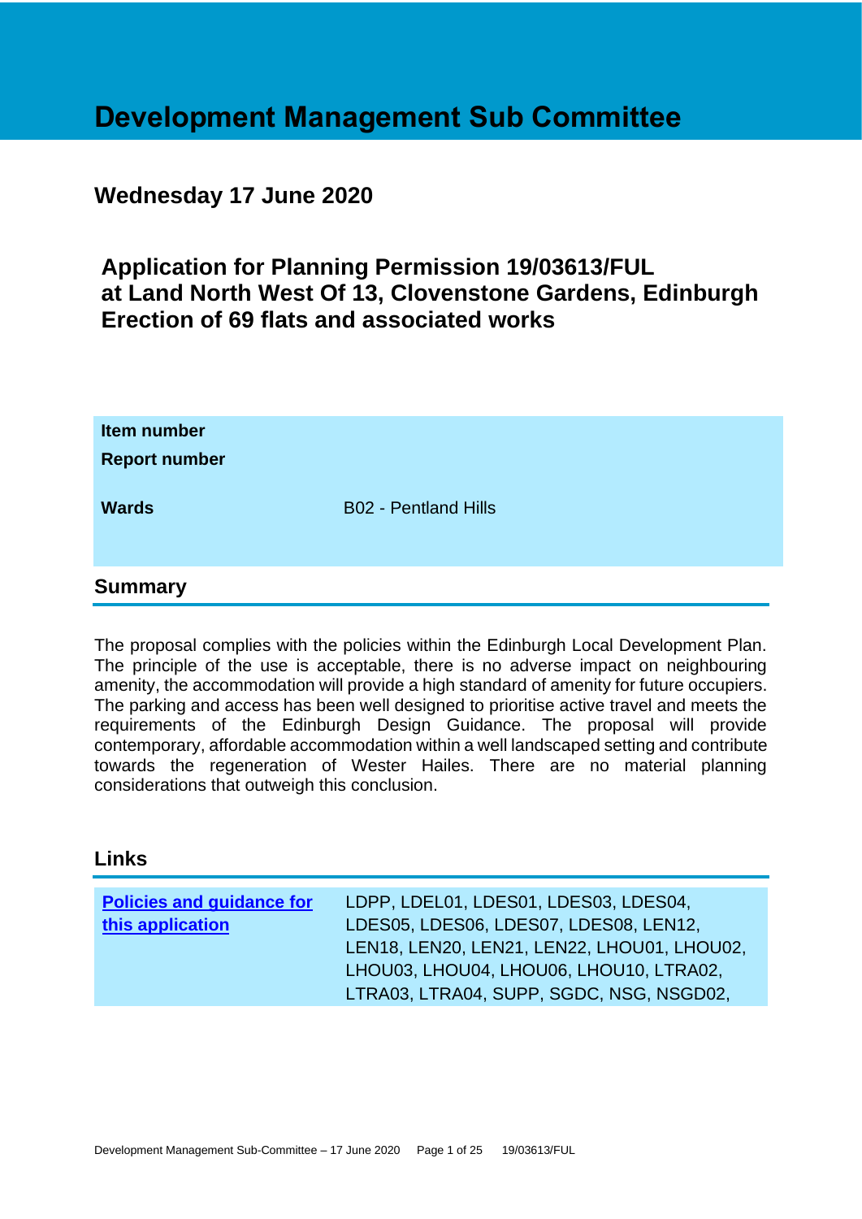# Development Management Sub Committee

## Wednesday 17 June 2020

## Application for Planning Permission 19/03613/FUL at Land North West Of 13, Clovenstone Gardens, Edinburgh Erection of 69 flats and associated works

| | |
|---|---|
| **Item number** | |
| **Report number** | |
| **Wards** | B02 - Pentland Hills |

## Summary

The proposal complies with the policies within the Edinburgh Local Development Plan. The principle of the use is acceptable, there is no adverse impact on neighbouring amenity, the accommodation will provide a high standard of amenity for future occupiers. The parking and access has been well designed to prioritise active travel and meets the requirements of the Edinburgh Design Guidance. The proposal will provide contemporary, affordable accommodation within a well landscaped setting and contribute towards the regeneration of Wester Hailes. There are no material planning considerations that outweigh this conclusion.

## Links

| | |
|---|---|
| **Policies and guidance for this application** | LDPP, LDEL01, LDES01, LDES03, LDES04, LDES05, LDES06, LDES07, LDES08, LEN12, LEN18, LEN20, LEN21, LEN22, LHOU01, LHOU02, LHOU03, LHOU04, LHOU06, LHOU10, LTRA02, LTRA03, LTRA04, SUPP, SGDC, NSG, NSGD02, |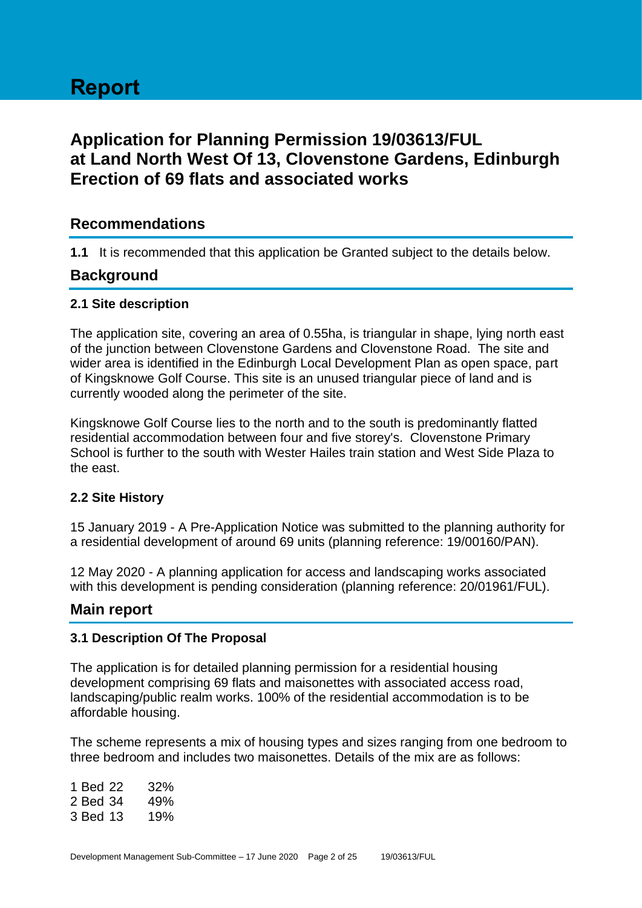# Report

## Application for Planning Permission 19/03613/FUL at Land North West Of 13, Clovenstone Gardens, Edinburgh Erection of 69 flats and associated works

## Recommendations

**1.1** It is recommended that this application be Granted subject to the details below.

## Background

### 2.1 Site description

The application site, covering an area of 0.55ha, is triangular in shape, lying north east of the junction between Clovenstone Gardens and Clovenstone Road. The site and wider area is identified in the Edinburgh Local Development Plan as open space, part of Kingsknowe Golf Course. This site is an unused triangular piece of land and is currently wooded along the perimeter of the site.

Kingsknowe Golf Course lies to the north and to the south is predominantly flatted residential accommodation between four and five storey's. Clovenstone Primary School is further to the south with Wester Hailes train station and West Side Plaza to the east.

### 2.2 Site History

15 January 2019 - A Pre-Application Notice was submitted to the planning authority for a residential development of around 69 units (planning reference: 19/00160/PAN).

12 May 2020 - A planning application for access and landscaping works associated with this development is pending consideration (planning reference: 20/01961/FUL).

## Main report

### 3.1 Description Of The Proposal

The application is for detailed planning permission for a residential housing development comprising 69 flats and maisonettes with associated access road, landscaping/public realm works. 100% of the residential accommodation is to be affordable housing.

The scheme represents a mix of housing types and sizes ranging from one bedroom to three bedroom and includes two maisonettes. Details of the mix are as follows:

| | | |
|---|---|---|
| 1 Bed | 22 | 32% |
| 2 Bed | 34 | 49% |
| 3 Bed | 13 | 19% |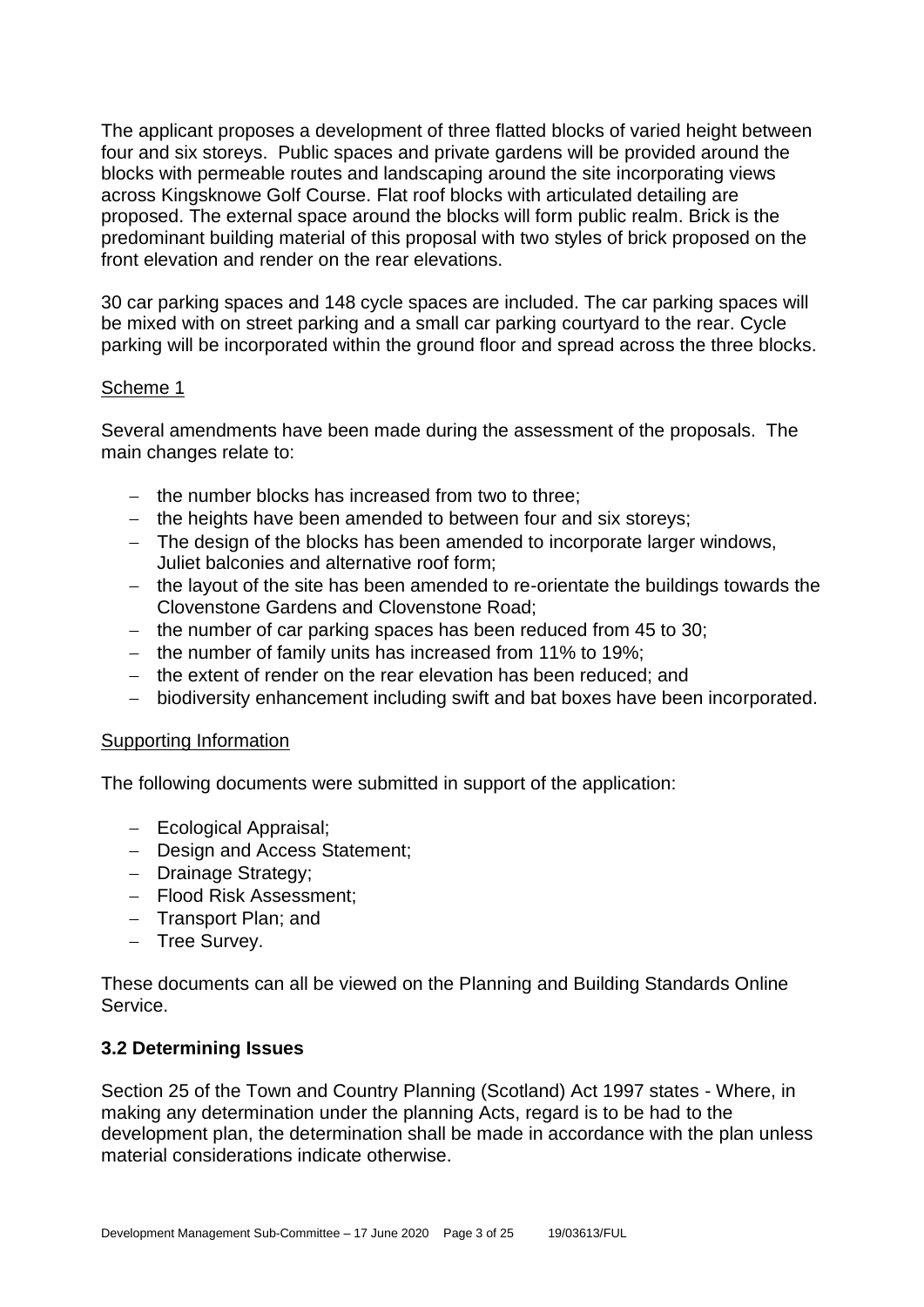The applicant proposes a development of three flatted blocks of varied height between four and six storeys. Public spaces and private gardens will be provided around the blocks with permeable routes and landscaping around the site incorporating views across Kingsknowe Golf Course. Flat roof blocks with articulated detailing are proposed. The external space around the blocks will form public realm. Brick is the predominant building material of this proposal with two styles of brick proposed on the front elevation and render on the rear elevations.

30 car parking spaces and 148 cycle spaces are included. The car parking spaces will be mixed with on street parking and a small car parking courtyard to the rear. Cycle parking will be incorporated within the ground floor and spread across the three blocks.

Scheme 1

Several amendments have been made during the assessment of the proposals. The main changes relate to:

- the number blocks has increased from two to three;
- the heights have been amended to between four and six storeys;
- The design of the blocks has been amended to incorporate larger windows, Juliet balconies and alternative roof form;
- the layout of the site has been amended to re-orientate the buildings towards the Clovenstone Gardens and Clovenstone Road;
- the number of car parking spaces has been reduced from 45 to 30;
- the number of family units has increased from 11% to 19%;
- the extent of render on the rear elevation has been reduced; and
- biodiversity enhancement including swift and bat boxes have been incorporated.

Supporting Information

The following documents were submitted in support of the application:

- Ecological Appraisal;
- Design and Access Statement;
- Drainage Strategy;
- Flood Risk Assessment;
- Transport Plan; and
- Tree Survey.

These documents can all be viewed on the Planning and Building Standards Online Service.

### 3.2 Determining Issues

Section 25 of the Town and Country Planning (Scotland) Act 1997 states - Where, in making any determination under the planning Acts, regard is to be had to the development plan, the determination shall be made in accordance with the plan unless material considerations indicate otherwise.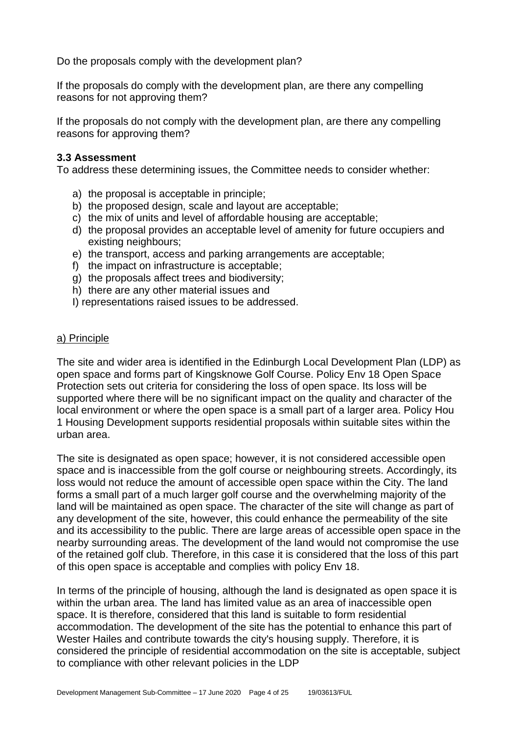Do the proposals comply with the development plan?

If the proposals do comply with the development plan, are there any compelling reasons for not approving them?

If the proposals do not comply with the development plan, are there any compelling reasons for approving them?

### 3.3 Assessment

To address these determining issues, the Committee needs to consider whether:

a) the proposal is acceptable in principle;
b) the proposed design, scale and layout are acceptable;
c) the mix of units and level of affordable housing are acceptable;
d) the proposal provides an acceptable level of amenity for future occupiers and existing neighbours;
e) the transport, access and parking arrangements are acceptable;
f) the impact on infrastructure is acceptable;
g) the proposals affect trees and biodiversity;
h) there are any other material issues and
I) representations raised issues to be addressed.

a) Principle

The site and wider area is identified in the Edinburgh Local Development Plan (LDP) as open space and forms part of Kingsknowe Golf Course. Policy Env 18 Open Space Protection sets out criteria for considering the loss of open space. Its loss will be supported where there will be no significant impact on the quality and character of the local environment or where the open space is a small part of a larger area. Policy Hou 1 Housing Development supports residential proposals within suitable sites within the urban area.

The site is designated as open space; however, it is not considered accessible open space and is inaccessible from the golf course or neighbouring streets. Accordingly, its loss would not reduce the amount of accessible open space within the City. The land forms a small part of a much larger golf course and the overwhelming majority of the land will be maintained as open space. The character of the site will change as part of any development of the site, however, this could enhance the permeability of the site and its accessibility to the public. There are large areas of accessible open space in the nearby surrounding areas. The development of the land would not compromise the use of the retained golf club. Therefore, in this case it is considered that the loss of this part of this open space is acceptable and complies with policy Env 18.

In terms of the principle of housing, although the land is designated as open space it is within the urban area. The land has limited value as an area of inaccessible open space. It is therefore, considered that this land is suitable to form residential accommodation. The development of the site has the potential to enhance this part of Wester Hailes and contribute towards the city's housing supply. Therefore, it is considered the principle of residential accommodation on the site is acceptable, subject to compliance with other relevant policies in the LDP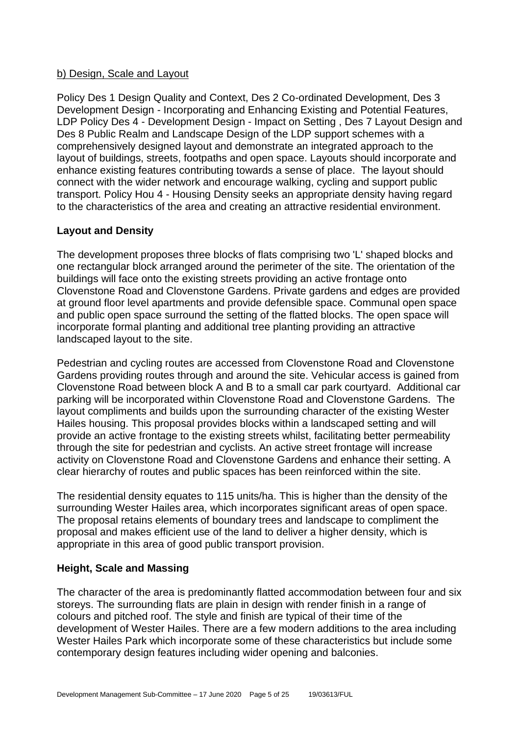b) Design, Scale and Layout

Policy Des 1 Design Quality and Context, Des 2 Co-ordinated Development, Des 3 Development Design - Incorporating and Enhancing Existing and Potential Features, LDP Policy Des 4 - Development Design - Impact on Setting , Des 7 Layout Design and Des 8 Public Realm and Landscape Design of the LDP support schemes with a comprehensively designed layout and demonstrate an integrated approach to the layout of buildings, streets, footpaths and open space. Layouts should incorporate and enhance existing features contributing towards a sense of place. The layout should connect with the wider network and encourage walking, cycling and support public transport. Policy Hou 4 - Housing Density seeks an appropriate density having regard to the characteristics of the area and creating an attractive residential environment.

**Layout and Density**

The development proposes three blocks of flats comprising two 'L' shaped blocks and one rectangular block arranged around the perimeter of the site. The orientation of the buildings will face onto the existing streets providing an active frontage onto Clovenstone Road and Clovenstone Gardens. Private gardens and edges are provided at ground floor level apartments and provide defensible space. Communal open space and public open space surround the setting of the flatted blocks. The open space will incorporate formal planting and additional tree planting providing an attractive landscaped layout to the site.

Pedestrian and cycling routes are accessed from Clovenstone Road and Clovenstone Gardens providing routes through and around the site. Vehicular access is gained from Clovenstone Road between block A and B to a small car park courtyard. Additional car parking will be incorporated within Clovenstone Road and Clovenstone Gardens. The layout compliments and builds upon the surrounding character of the existing Wester Hailes housing. This proposal provides blocks within a landscaped setting and will provide an active frontage to the existing streets whilst, facilitating better permeability through the site for pedestrian and cyclists. An active street frontage will increase activity on Clovenstone Road and Clovenstone Gardens and enhance their setting. A clear hierarchy of routes and public spaces has been reinforced within the site.

The residential density equates to 115 units/ha. This is higher than the density of the surrounding Wester Hailes area, which incorporates significant areas of open space. The proposal retains elements of boundary trees and landscape to compliment the proposal and makes efficient use of the land to deliver a higher density, which is appropriate in this area of good public transport provision.

**Height, Scale and Massing**

The character of the area is predominantly flatted accommodation between four and six storeys. The surrounding flats are plain in design with render finish in a range of colours and pitched roof. The style and finish are typical of their time of the development of Wester Hailes. There are a few modern additions to the area including Wester Hailes Park which incorporate some of these characteristics but include some contemporary design features including wider opening and balconies.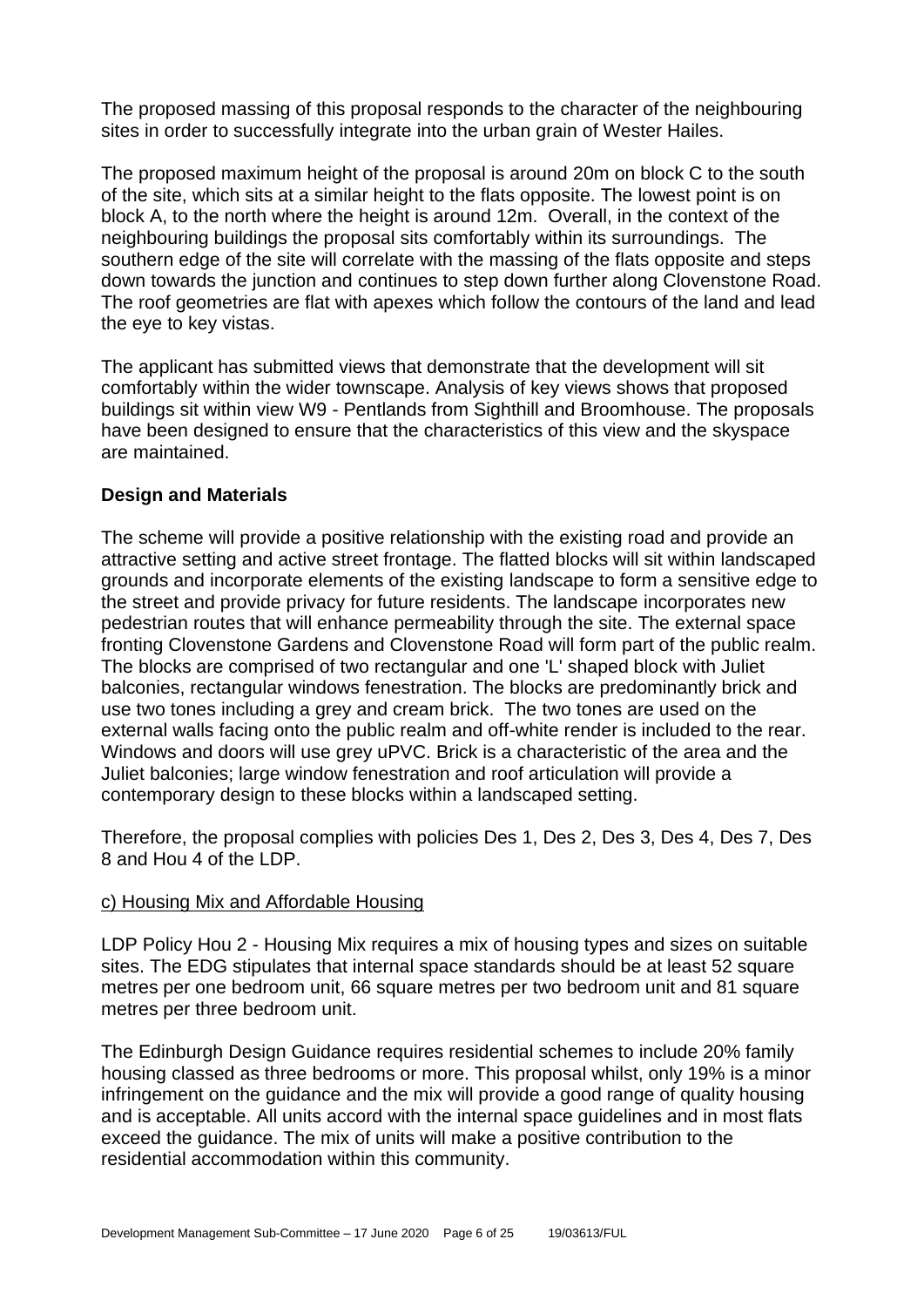The proposed massing of this proposal responds to the character of the neighbouring sites in order to successfully integrate into the urban grain of Wester Hailes.

The proposed maximum height of the proposal is around 20m on block C to the south of the site, which sits at a similar height to the flats opposite. The lowest point is on block A, to the north where the height is around 12m. Overall, in the context of the neighbouring buildings the proposal sits comfortably within its surroundings. The southern edge of the site will correlate with the massing of the flats opposite and steps down towards the junction and continues to step down further along Clovenstone Road. The roof geometries are flat with apexes which follow the contours of the land and lead the eye to key vistas.

The applicant has submitted views that demonstrate that the development will sit comfortably within the wider townscape. Analysis of key views shows that proposed buildings sit within view W9 - Pentlands from Sighthill and Broomhouse. The proposals have been designed to ensure that the characteristics of this view and the skyspace are maintained.

**Design and Materials**

The scheme will provide a positive relationship with the existing road and provide an attractive setting and active street frontage. The flatted blocks will sit within landscaped grounds and incorporate elements of the existing landscape to form a sensitive edge to the street and provide privacy for future residents. The landscape incorporates new pedestrian routes that will enhance permeability through the site. The external space fronting Clovenstone Gardens and Clovenstone Road will form part of the public realm. The blocks are comprised of two rectangular and one 'L' shaped block with Juliet balconies, rectangular windows fenestration. The blocks are predominantly brick and use two tones including a grey and cream brick. The two tones are used on the external walls facing onto the public realm and off-white render is included to the rear. Windows and doors will use grey uPVC. Brick is a characteristic of the area and the Juliet balconies; large window fenestration and roof articulation will provide a contemporary design to these blocks within a landscaped setting.

Therefore, the proposal complies with policies Des 1, Des 2, Des 3, Des 4, Des 7, Des 8 and Hou 4 of the LDP.

c) Housing Mix and Affordable Housing

LDP Policy Hou 2 - Housing Mix requires a mix of housing types and sizes on suitable sites. The EDG stipulates that internal space standards should be at least 52 square metres per one bedroom unit, 66 square metres per two bedroom unit and 81 square metres per three bedroom unit.

The Edinburgh Design Guidance requires residential schemes to include 20% family housing classed as three bedrooms or more. This proposal whilst, only 19% is a minor infringement on the guidance and the mix will provide a good range of quality housing and is acceptable. All units accord with the internal space guidelines and in most flats exceed the guidance. The mix of units will make a positive contribution to the residential accommodation within this community.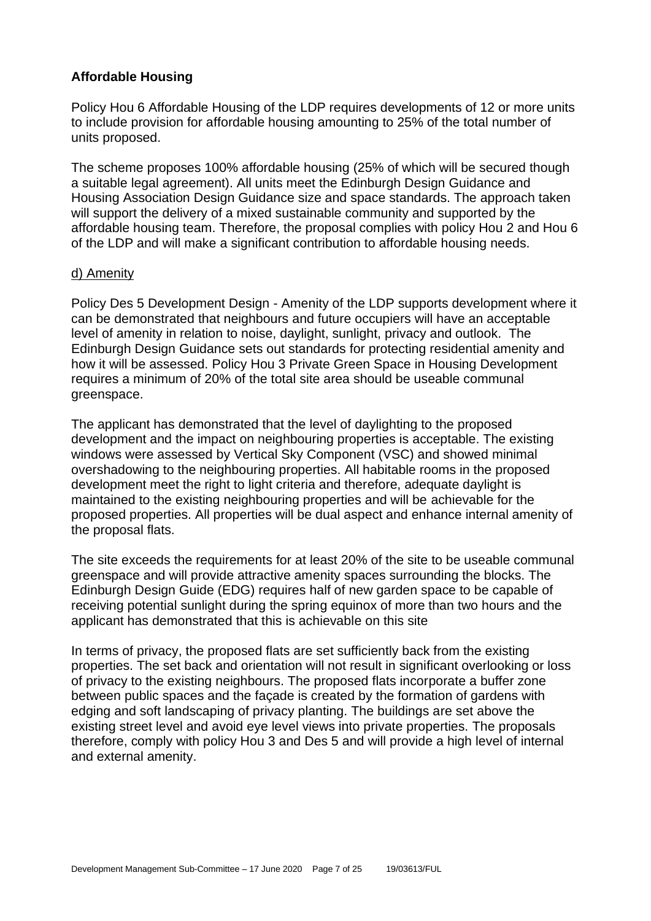## Affordable Housing

Policy Hou 6 Affordable Housing of the LDP requires developments of 12 or more units to include provision for affordable housing amounting to 25% of the total number of units proposed.

The scheme proposes 100% affordable housing (25% of which will be secured though a suitable legal agreement). All units meet the Edinburgh Design Guidance and Housing Association Design Guidance size and space standards. The approach taken will support the delivery of a mixed sustainable community and supported by the affordable housing team. Therefore, the proposal complies with policy Hou 2 and Hou 6 of the LDP and will make a significant contribution to affordable housing needs.

### d) Amenity

Policy Des 5 Development Design - Amenity of the LDP supports development where it can be demonstrated that neighbours and future occupiers will have an acceptable level of amenity in relation to noise, daylight, sunlight, privacy and outlook. The Edinburgh Design Guidance sets out standards for protecting residential amenity and how it will be assessed. Policy Hou 3 Private Green Space in Housing Development requires a minimum of 20% of the total site area should be useable communal greenspace.

The applicant has demonstrated that the level of daylighting to the proposed development and the impact on neighbouring properties is acceptable. The existing windows were assessed by Vertical Sky Component (VSC) and showed minimal overshadowing to the neighbouring properties. All habitable rooms in the proposed development meet the right to light criteria and therefore, adequate daylight is maintained to the existing neighbouring properties and will be achievable for the proposed properties. All properties will be dual aspect and enhance internal amenity of the proposal flats.

The site exceeds the requirements for at least 20% of the site to be useable communal greenspace and will provide attractive amenity spaces surrounding the blocks. The Edinburgh Design Guide (EDG) requires half of new garden space to be capable of receiving potential sunlight during the spring equinox of more than two hours and the applicant has demonstrated that this is achievable on this site

In terms of privacy, the proposed flats are set sufficiently back from the existing properties. The set back and orientation will not result in significant overlooking or loss of privacy to the existing neighbours. The proposed flats incorporate a buffer zone between public spaces and the façade is created by the formation of gardens with edging and soft landscaping of privacy planting. The buildings are set above the existing street level and avoid eye level views into private properties. The proposals therefore, comply with policy Hou 3 and Des 5 and will provide a high level of internal and external amenity.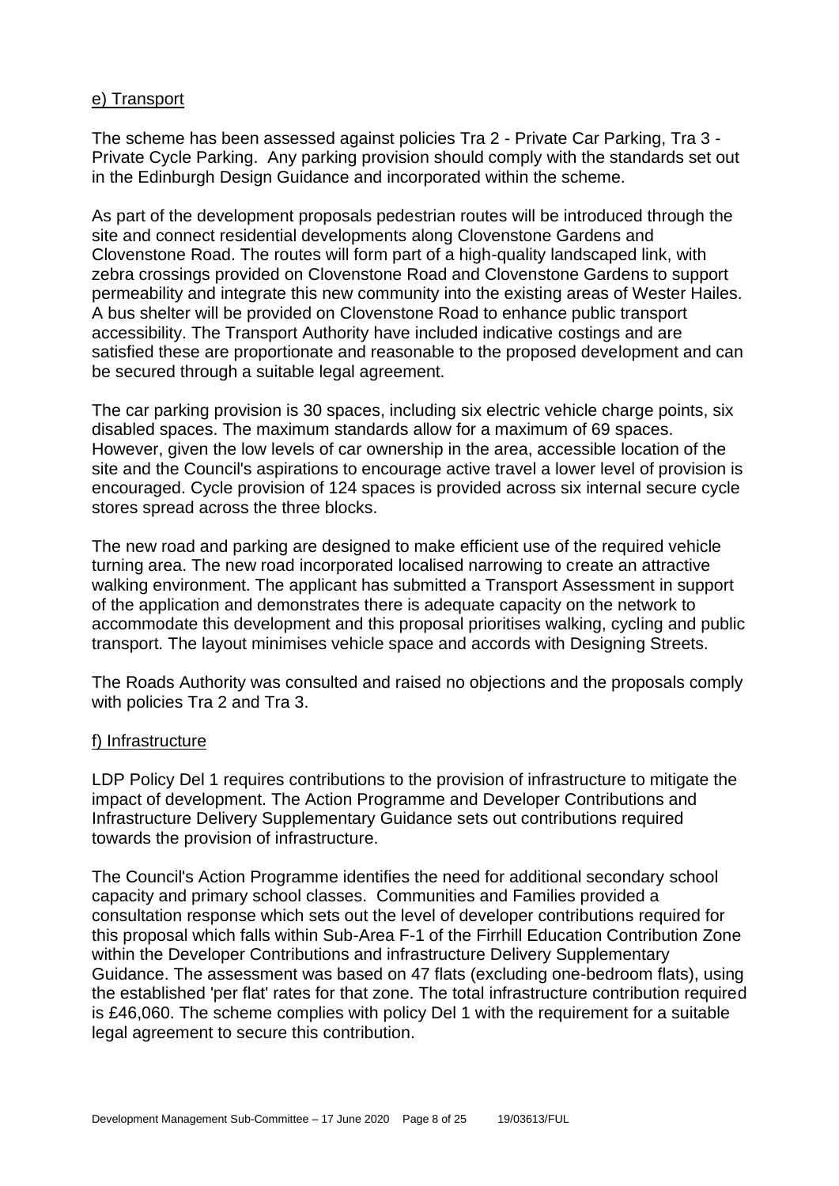e) Transport

The scheme has been assessed against policies Tra 2 - Private Car Parking, Tra 3 - Private Cycle Parking. Any parking provision should comply with the standards set out in the Edinburgh Design Guidance and incorporated within the scheme.

As part of the development proposals pedestrian routes will be introduced through the site and connect residential developments along Clovenstone Gardens and Clovenstone Road. The routes will form part of a high-quality landscaped link, with zebra crossings provided on Clovenstone Road and Clovenstone Gardens to support permeability and integrate this new community into the existing areas of Wester Hailes. A bus shelter will be provided on Clovenstone Road to enhance public transport accessibility. The Transport Authority have included indicative costings and are satisfied these are proportionate and reasonable to the proposed development and can be secured through a suitable legal agreement.

The car parking provision is 30 spaces, including six electric vehicle charge points, six disabled spaces. The maximum standards allow for a maximum of 69 spaces. However, given the low levels of car ownership in the area, accessible location of the site and the Council's aspirations to encourage active travel a lower level of provision is encouraged. Cycle provision of 124 spaces is provided across six internal secure cycle stores spread across the three blocks.

The new road and parking are designed to make efficient use of the required vehicle turning area. The new road incorporated localised narrowing to create an attractive walking environment. The applicant has submitted a Transport Assessment in support of the application and demonstrates there is adequate capacity on the network to accommodate this development and this proposal prioritises walking, cycling and public transport. The layout minimises vehicle space and accords with Designing Streets.

The Roads Authority was consulted and raised no objections and the proposals comply with policies Tra 2 and Tra 3.

f) Infrastructure

LDP Policy Del 1 requires contributions to the provision of infrastructure to mitigate the impact of development. The Action Programme and Developer Contributions and Infrastructure Delivery Supplementary Guidance sets out contributions required towards the provision of infrastructure.

The Council's Action Programme identifies the need for additional secondary school capacity and primary school classes. Communities and Families provided a consultation response which sets out the level of developer contributions required for this proposal which falls within Sub-Area F-1 of the Firrhill Education Contribution Zone within the Developer Contributions and infrastructure Delivery Supplementary Guidance. The assessment was based on 47 flats (excluding one-bedroom flats), using the established 'per flat' rates for that zone. The total infrastructure contribution required is £46,060. The scheme complies with policy Del 1 with the requirement for a suitable legal agreement to secure this contribution.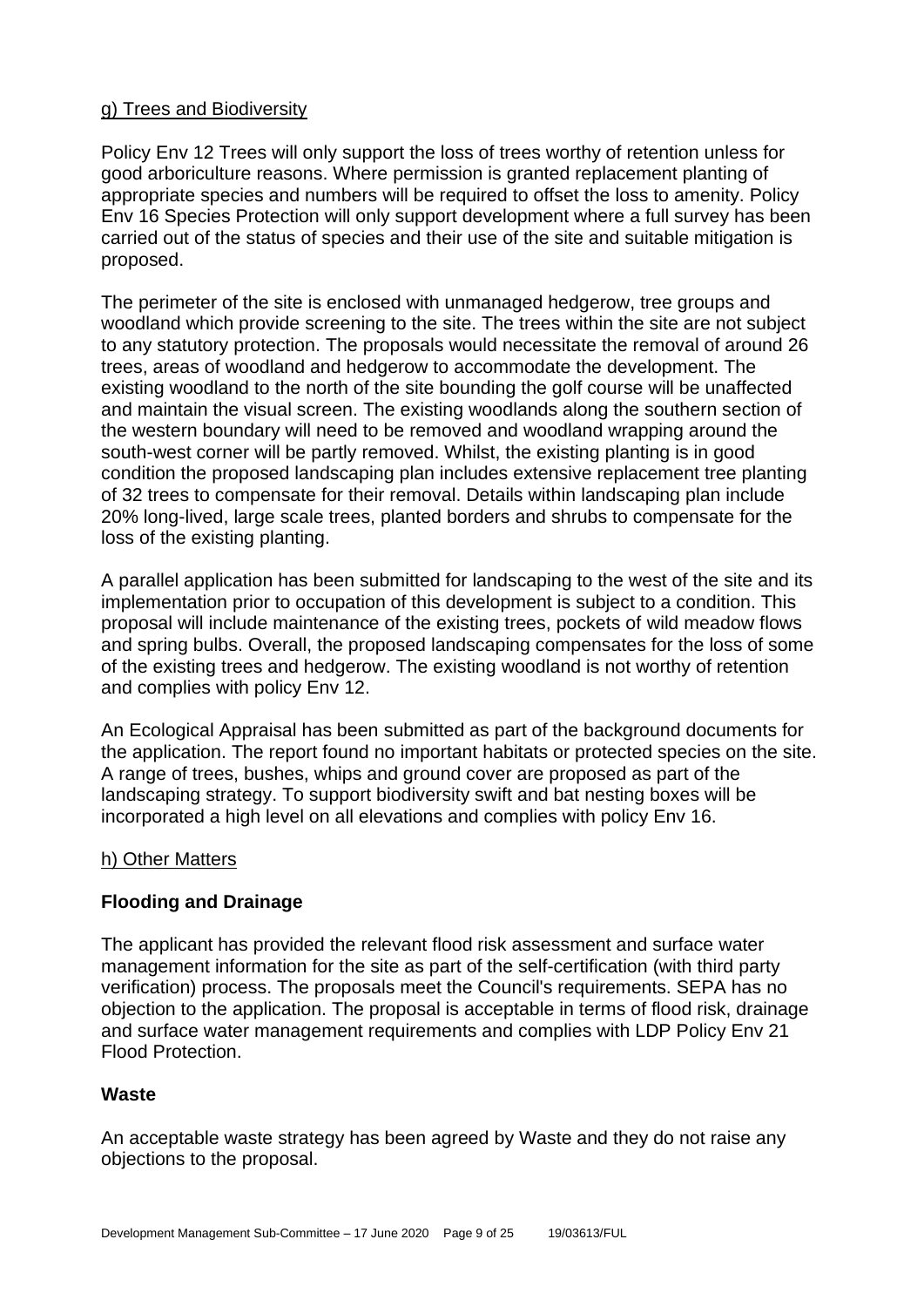g) Trees and Biodiversity

Policy Env 12 Trees will only support the loss of trees worthy of retention unless for good arboriculture reasons. Where permission is granted replacement planting of appropriate species and numbers will be required to offset the loss to amenity. Policy Env 16 Species Protection will only support development where a full survey has been carried out of the status of species and their use of the site and suitable mitigation is proposed.

The perimeter of the site is enclosed with unmanaged hedgerow, tree groups and woodland which provide screening to the site. The trees within the site are not subject to any statutory protection. The proposals would necessitate the removal of around 26 trees, areas of woodland and hedgerow to accommodate the development. The existing woodland to the north of the site bounding the golf course will be unaffected and maintain the visual screen. The existing woodlands along the southern section of the western boundary will need to be removed and woodland wrapping around the south-west corner will be partly removed. Whilst, the existing planting is in good condition the proposed landscaping plan includes extensive replacement tree planting of 32 trees to compensate for their removal. Details within landscaping plan include 20% long-lived, large scale trees, planted borders and shrubs to compensate for the loss of the existing planting.

A parallel application has been submitted for landscaping to the west of the site and its implementation prior to occupation of this development is subject to a condition. This proposal will include maintenance of the existing trees, pockets of wild meadow flows and spring bulbs. Overall, the proposed landscaping compensates for the loss of some of the existing trees and hedgerow. The existing woodland is not worthy of retention and complies with policy Env 12.

An Ecological Appraisal has been submitted as part of the background documents for the application. The report found no important habitats or protected species on the site. A range of trees, bushes, whips and ground cover are proposed as part of the landscaping strategy. To support biodiversity swift and bat nesting boxes will be incorporated a high level on all elevations and complies with policy Env 16.

h) Other Matters

**Flooding and Drainage**

The applicant has provided the relevant flood risk assessment and surface water management information for the site as part of the self-certification (with third party verification) process. The proposals meet the Council's requirements. SEPA has no objection to the application. The proposal is acceptable in terms of flood risk, drainage and surface water management requirements and complies with LDP Policy Env 21 Flood Protection.

**Waste**

An acceptable waste strategy has been agreed by Waste and they do not raise any objections to the proposal.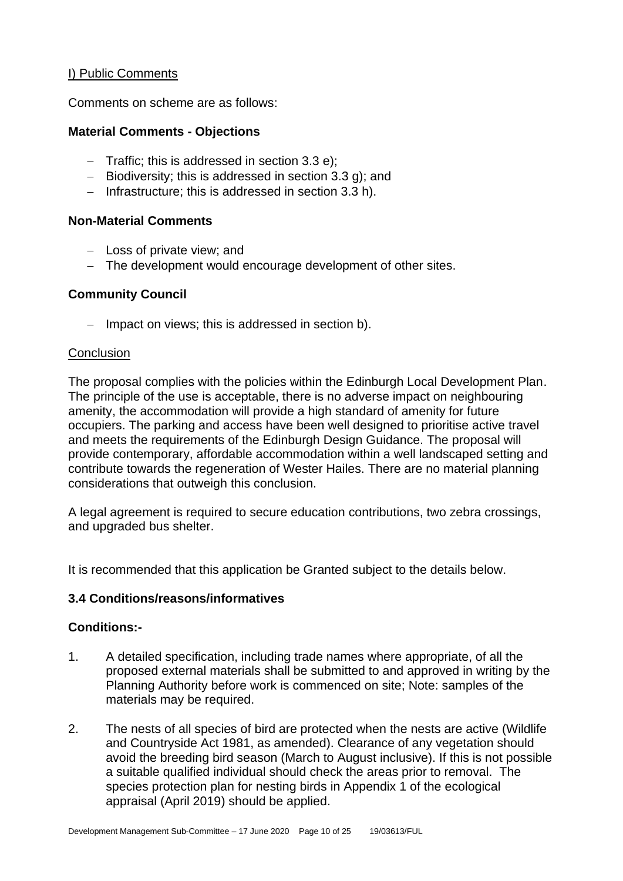I) Public Comments

Comments on scheme are as follows:

### Material Comments - Objections

- Traffic; this is addressed in section 3.3 e);
- Biodiversity; this is addressed in section 3.3 g); and
- Infrastructure; this is addressed in section 3.3 h).

### Non-Material Comments

- Loss of private view; and
- The development would encourage development of other sites.

### Community Council

- Impact on views; this is addressed in section b).

Conclusion

The proposal complies with the policies within the Edinburgh Local Development Plan. The principle of the use is acceptable, there is no adverse impact on neighbouring amenity, the accommodation will provide a high standard of amenity for future occupiers. The parking and access have been well designed to prioritise active travel and meets the requirements of the Edinburgh Design Guidance. The proposal will provide contemporary, affordable accommodation within a well landscaped setting and contribute towards the regeneration of Wester Hailes. There are no material planning considerations that outweigh this conclusion.

A legal agreement is required to secure education contributions, two zebra crossings, and upgraded bus shelter.

It is recommended that this application be Granted subject to the details below.

### 3.4 Conditions/reasons/informatives

### Conditions:-

1. A detailed specification, including trade names where appropriate, of all the proposed external materials shall be submitted to and approved in writing by the Planning Authority before work is commenced on site; Note: samples of the materials may be required.

2. The nests of all species of bird are protected when the nests are active (Wildlife and Countryside Act 1981, as amended). Clearance of any vegetation should avoid the breeding bird season (March to August inclusive). If this is not possible a suitable qualified individual should check the areas prior to removal. The species protection plan for nesting birds in Appendix 1 of the ecological appraisal (April 2019) should be applied.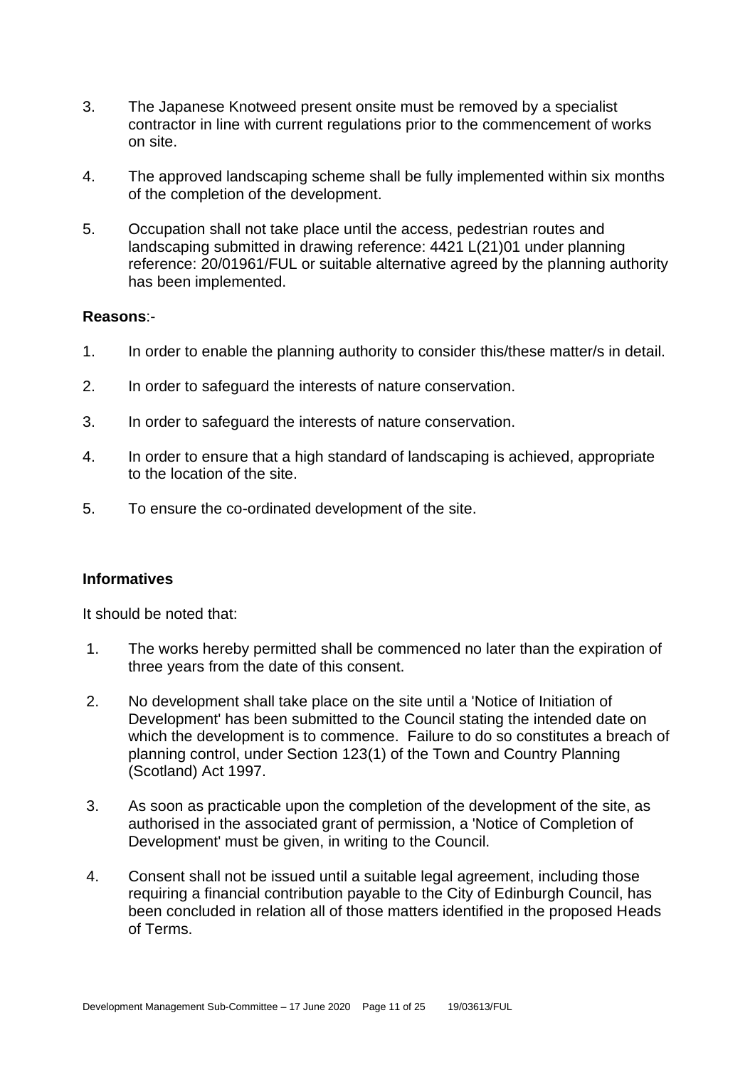3. The Japanese Knotweed present onsite must be removed by a specialist contractor in line with current regulations prior to the commencement of works on site.

4. The approved landscaping scheme shall be fully implemented within six months of the completion of the development.

5. Occupation shall not take place until the access, pedestrian routes and landscaping submitted in drawing reference: 4421 L(21)01 under planning reference: 20/01961/FUL or suitable alternative agreed by the planning authority has been implemented.

**Reasons**:-

1. In order to enable the planning authority to consider this/these matter/s in detail.

2. In order to safeguard the interests of nature conservation.

3. In order to safeguard the interests of nature conservation.

4. In order to ensure that a high standard of landscaping is achieved, appropriate to the location of the site.

5. To ensure the co-ordinated development of the site.

**Informatives**

It should be noted that:

1. The works hereby permitted shall be commenced no later than the expiration of three years from the date of this consent.

2. No development shall take place on the site until a 'Notice of Initiation of Development' has been submitted to the Council stating the intended date on which the development is to commence. Failure to do so constitutes a breach of planning control, under Section 123(1) of the Town and Country Planning (Scotland) Act 1997.

3. As soon as practicable upon the completion of the development of the site, as authorised in the associated grant of permission, a 'Notice of Completion of Development' must be given, in writing to the Council.

4. Consent shall not be issued until a suitable legal agreement, including those requiring a financial contribution payable to the City of Edinburgh Council, has been concluded in relation all of those matters identified in the proposed Heads of Terms.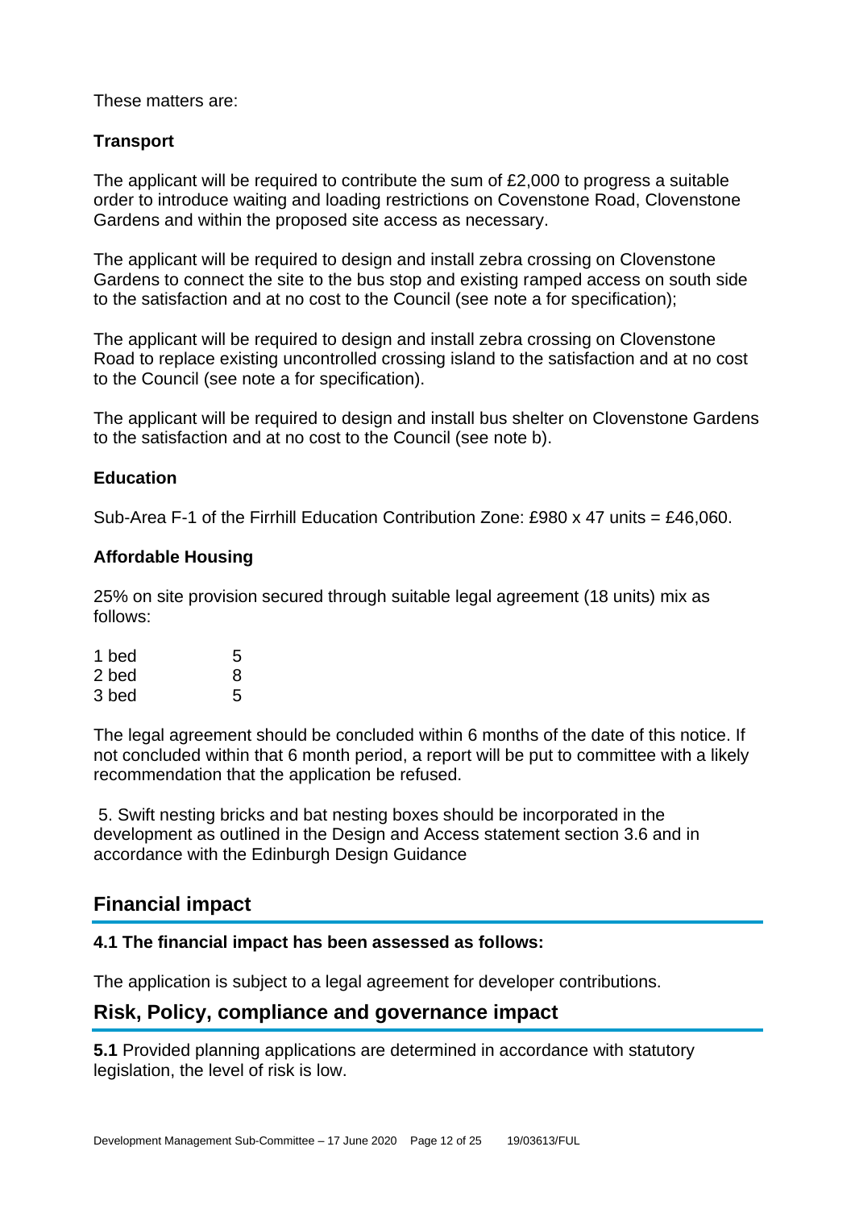These matters are:

**Transport**

The applicant will be required to contribute the sum of £2,000 to progress a suitable order to introduce waiting and loading restrictions on Covenstone Road, Clovenstone Gardens and within the proposed site access as necessary.

The applicant will be required to design and install zebra crossing on Clovenstone Gardens to connect the site to the bus stop and existing ramped access on south side to the satisfaction and at no cost to the Council (see note a for specification);

The applicant will be required to design and install zebra crossing on Clovenstone Road to replace existing uncontrolled crossing island to the satisfaction and at no cost to the Council (see note a for specification).

The applicant will be required to design and install bus shelter on Clovenstone Gardens to the satisfaction and at no cost to the Council (see note b).

**Education**

Sub-Area F-1 of the Firrhill Education Contribution Zone: £980 x 47 units = £46,060.

**Affordable Housing**

25% on site provision secured through suitable legal agreement (18 units) mix as follows:

| | |
|---|---|
| 1 bed | 5 |
| 2 bed | 8 |
| 3 bed | 5 |

The legal agreement should be concluded within 6 months of the date of this notice. If not concluded within that 6 month period, a report will be put to committee with a likely recommendation that the application be refused.

5. Swift nesting bricks and bat nesting boxes should be incorporated in the development as outlined in the Design and Access statement section 3.6 and in accordance with the Edinburgh Design Guidance

## Financial impact

**4.1 The financial impact has been assessed as follows:**

The application is subject to a legal agreement for developer contributions.

## Risk, Policy, compliance and governance impact

**5.1** Provided planning applications are determined in accordance with statutory legislation, the level of risk is low.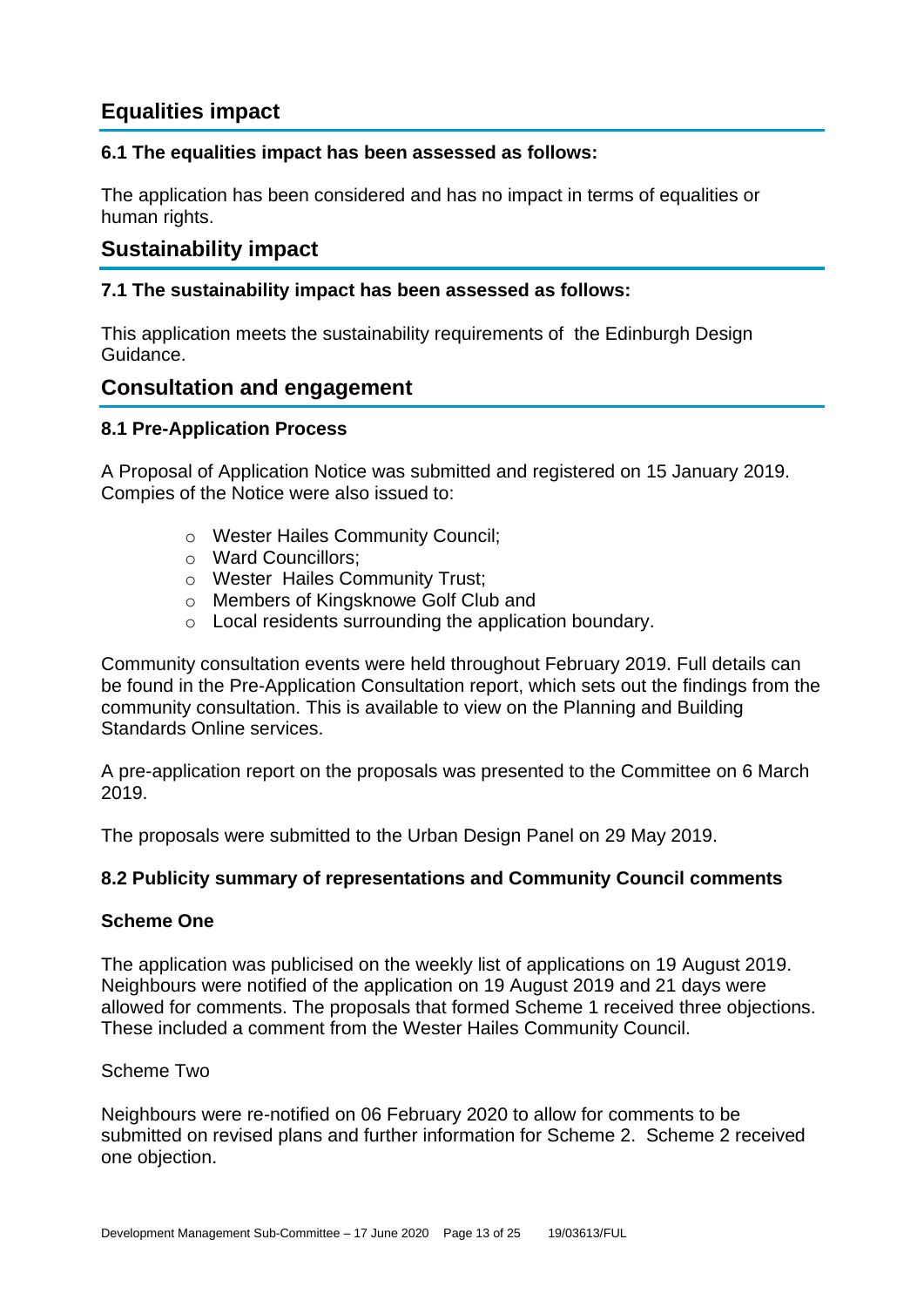## Equalities impact

### 6.1 The equalities impact has been assessed as follows:

The application has been considered and has no impact in terms of equalities or human rights.

## Sustainability impact

### 7.1 The sustainability impact has been assessed as follows:

This application meets the sustainability requirements of the Edinburgh Design Guidance.

## Consultation and engagement

### 8.1 Pre-Application Process

A Proposal of Application Notice was submitted and registered on 15 January 2019. Compies of the Notice were also issued to:

- Wester Hailes Community Council;
- Ward Councillors;
- Wester Hailes Community Trust;
- Members of Kingsknowe Golf Club and
- Local residents surrounding the application boundary.

Community consultation events were held throughout February 2019. Full details can be found in the Pre-Application Consultation report, which sets out the findings from the community consultation. This is available to view on the Planning and Building Standards Online services.

A pre-application report on the proposals was presented to the Committee on 6 March 2019.

The proposals were submitted to the Urban Design Panel on 29 May 2019.

### 8.2 Publicity summary of representations and Community Council comments

**Scheme One**

The application was publicised on the weekly list of applications on 19 August 2019. Neighbours were notified of the application on 19 August 2019 and 21 days were allowed for comments. The proposals that formed Scheme 1 received three objections. These included a comment from the Wester Hailes Community Council.

Scheme Two

Neighbours were re-notified on 06 February 2020 to allow for comments to be submitted on revised plans and further information for Scheme 2. Scheme 2 received one objection.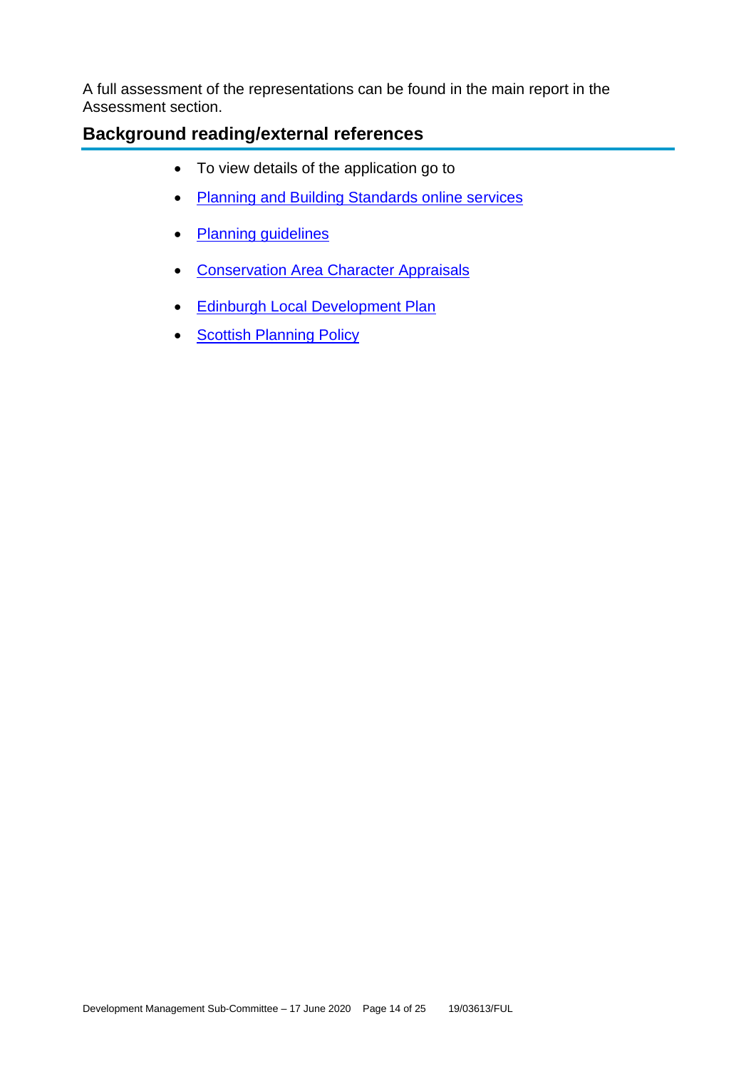A full assessment of the representations can be found in the main report in the Assessment section.

## Background reading/external references

- To view details of the application go to
- Planning and Building Standards online services
- Planning guidelines
- Conservation Area Character Appraisals
- Edinburgh Local Development Plan
- Scottish Planning Policy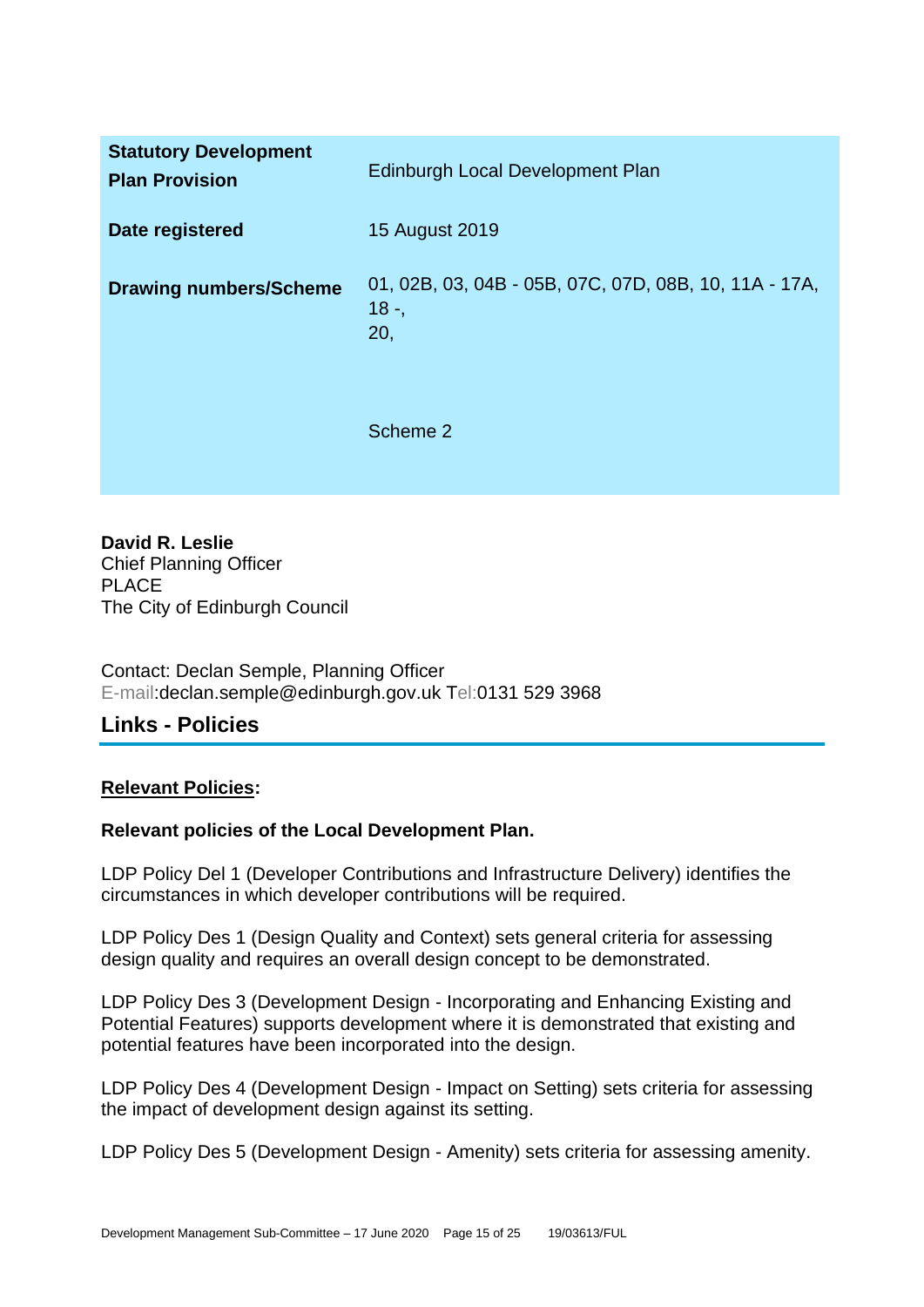| | |
|---|---|
| **Statutory Development Plan Provision** | Edinburgh Local Development Plan |
| **Date registered** | 15 August 2019 |
| **Drawing numbers/Scheme** | 01, 02B, 03, 04B - 05B, 07C, 07D, 08B, 10, 11A - 17A, 18 -,<br>20,<br><br>Scheme 2 |

**David R. Leslie**
Chief Planning Officer
PLACE
The City of Edinburgh Council

Contact: Declan Semple, Planning Officer
E-mail:declan.semple@edinburgh.gov.uk Tel:0131 529 3968

## Links - Policies

**Relevant Policies:**

**Relevant policies of the Local Development Plan.**

LDP Policy Del 1 (Developer Contributions and Infrastructure Delivery) identifies the circumstances in which developer contributions will be required.

LDP Policy Des 1 (Design Quality and Context) sets general criteria for assessing design quality and requires an overall design concept to be demonstrated.

LDP Policy Des 3 (Development Design - Incorporating and Enhancing Existing and Potential Features) supports development where it is demonstrated that existing and potential features have been incorporated into the design.

LDP Policy Des 4 (Development Design - Impact on Setting) sets criteria for assessing the impact of development design against its setting.

LDP Policy Des 5 (Development Design - Amenity) sets criteria for assessing amenity.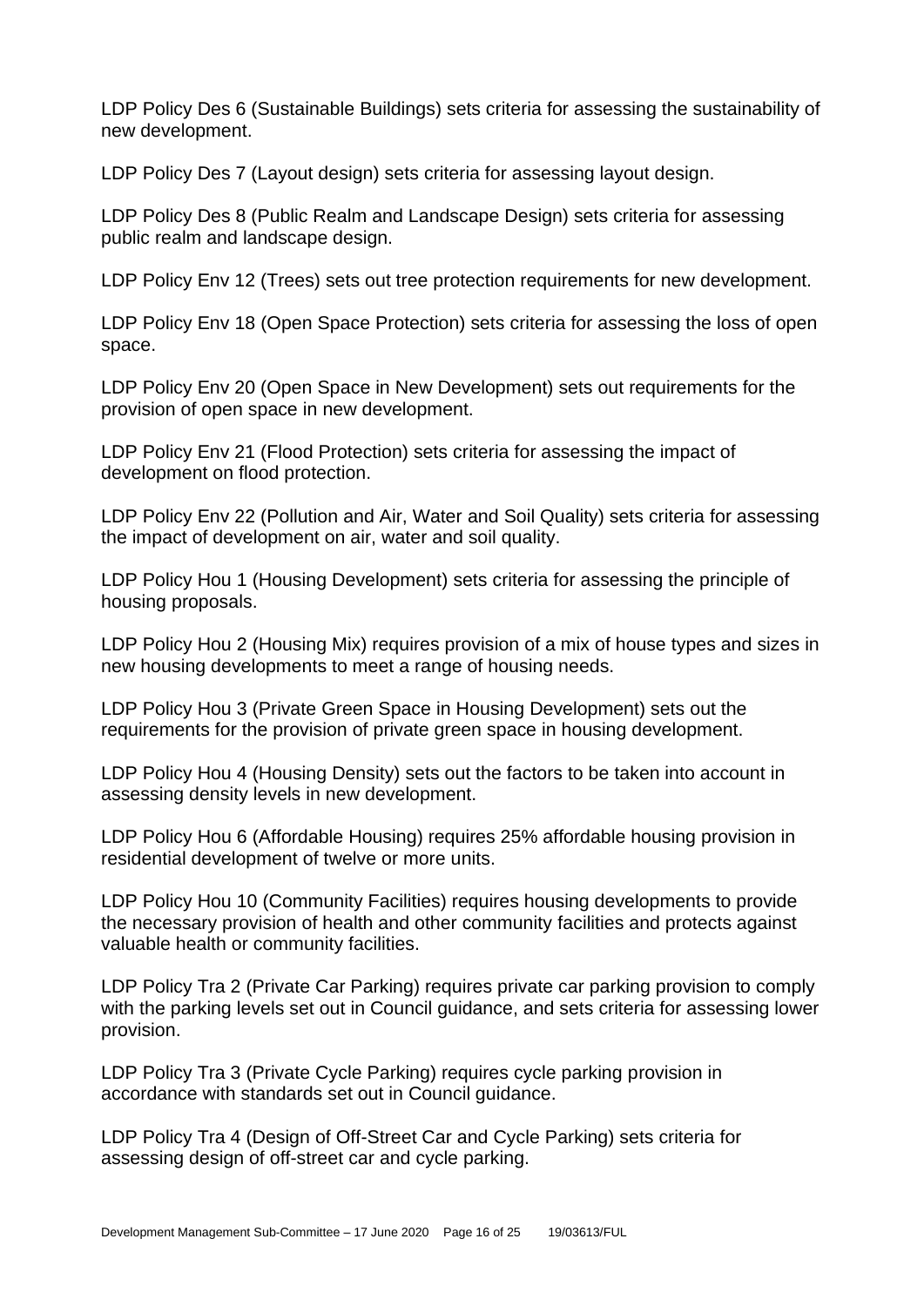LDP Policy Des 6 (Sustainable Buildings) sets criteria for assessing the sustainability of new development.

LDP Policy Des 7 (Layout design) sets criteria for assessing layout design.

LDP Policy Des 8 (Public Realm and Landscape Design) sets criteria for assessing public realm and landscape design.

LDP Policy Env 12 (Trees) sets out tree protection requirements for new development.

LDP Policy Env 18 (Open Space Protection) sets criteria for assessing the loss of open space.

LDP Policy Env 20 (Open Space in New Development) sets out requirements for the provision of open space in new development.

LDP Policy Env 21 (Flood Protection) sets criteria for assessing the impact of development on flood protection.

LDP Policy Env 22 (Pollution and Air, Water and Soil Quality) sets criteria for assessing the impact of development on air, water and soil quality.

LDP Policy Hou 1 (Housing Development) sets criteria for assessing the principle of housing proposals.

LDP Policy Hou 2 (Housing Mix) requires provision of a mix of house types and sizes in new housing developments to meet a range of housing needs.

LDP Policy Hou 3 (Private Green Space in Housing Development) sets out the requirements for the provision of private green space in housing development.

LDP Policy Hou 4 (Housing Density) sets out the factors to be taken into account in assessing density levels in new development.

LDP Policy Hou 6 (Affordable Housing) requires 25% affordable housing provision in residential development of twelve or more units.

LDP Policy Hou 10 (Community Facilities) requires housing developments to provide the necessary provision of health and other community facilities and protects against valuable health or community facilities.

LDP Policy Tra 2 (Private Car Parking) requires private car parking provision to comply with the parking levels set out in Council guidance, and sets criteria for assessing lower provision.

LDP Policy Tra 3 (Private Cycle Parking) requires cycle parking provision in accordance with standards set out in Council guidance.

LDP Policy Tra 4 (Design of Off-Street Car and Cycle Parking) sets criteria for assessing design of off-street car and cycle parking.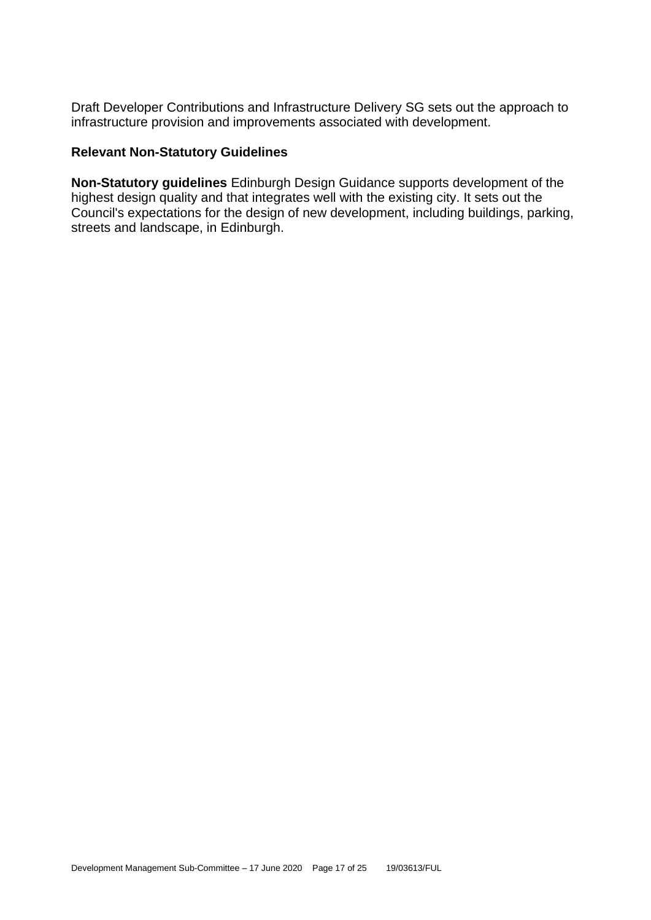Draft Developer Contributions and Infrastructure Delivery SG sets out the approach to infrastructure provision and improvements associated with development.

### Relevant Non-Statutory Guidelines

**Non-Statutory guidelines** Edinburgh Design Guidance supports development of the highest design quality and that integrates well with the existing city. It sets out the Council's expectations for the design of new development, including buildings, parking, streets and landscape, in Edinburgh.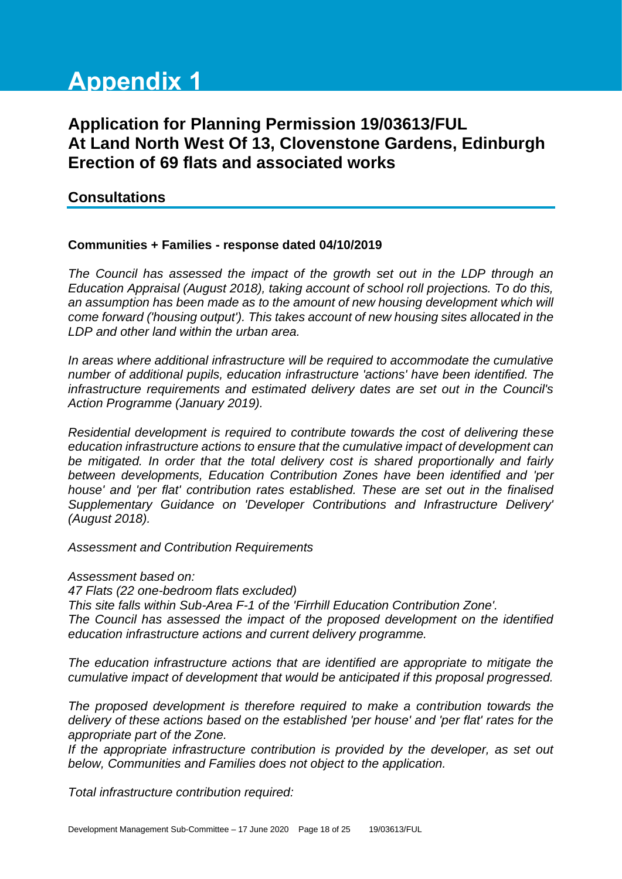# Appendix 1

## Application for Planning Permission 19/03613/FUL At Land North West Of 13, Clovenstone Gardens, Edinburgh Erection of 69 flats and associated works

### Consultations

**Communities + Families - response dated 04/10/2019**

*The Council has assessed the impact of the growth set out in the LDP through an Education Appraisal (August 2018), taking account of school roll projections. To do this, an assumption has been made as to the amount of new housing development which will come forward ('housing output'). This takes account of new housing sites allocated in the LDP and other land within the urban area.*

*In areas where additional infrastructure will be required to accommodate the cumulative number of additional pupils, education infrastructure 'actions' have been identified. The infrastructure requirements and estimated delivery dates are set out in the Council's Action Programme (January 2019).*

*Residential development is required to contribute towards the cost of delivering these education infrastructure actions to ensure that the cumulative impact of development can be mitigated. In order that the total delivery cost is shared proportionally and fairly between developments, Education Contribution Zones have been identified and 'per house' and 'per flat' contribution rates established. These are set out in the finalised Supplementary Guidance on 'Developer Contributions and Infrastructure Delivery' (August 2018).*

*Assessment and Contribution Requirements*

*Assessment based on:*
*47 Flats (22 one-bedroom flats excluded)*
*This site falls within Sub-Area F-1 of the 'Firrhill Education Contribution Zone'.*
*The Council has assessed the impact of the proposed development on the identified education infrastructure actions and current delivery programme.*

*The education infrastructure actions that are identified are appropriate to mitigate the cumulative impact of development that would be anticipated if this proposal progressed.*

*The proposed development is therefore required to make a contribution towards the delivery of these actions based on the established 'per house' and 'per flat' rates for the appropriate part of the Zone.*
*If the appropriate infrastructure contribution is provided by the developer, as set out below, Communities and Families does not object to the application.*

*Total infrastructure contribution required:*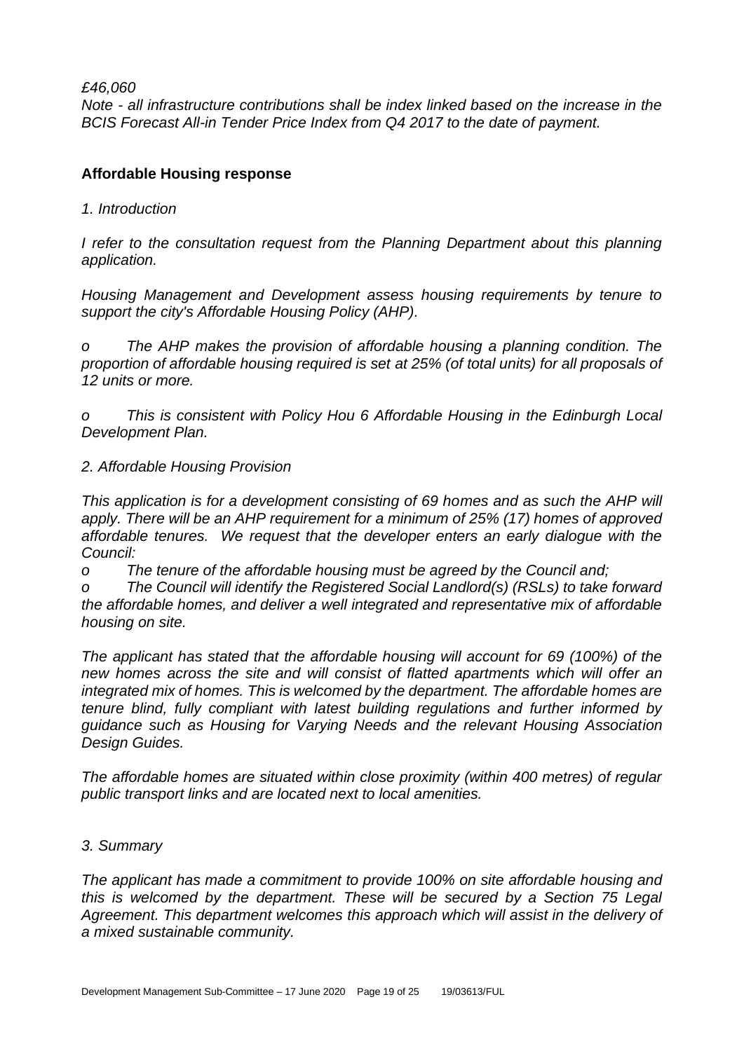*£46,060*

*Note - all infrastructure contributions shall be index linked based on the increase in the BCIS Forecast All-in Tender Price Index from Q4 2017 to the date of payment.*

**Affordable Housing response**

*1. Introduction*

*I refer to the consultation request from the Planning Department about this planning application.*

*Housing Management and Development assess housing requirements by tenure to support the city's Affordable Housing Policy (AHP).*

*o The AHP makes the provision of affordable housing a planning condition. The proportion of affordable housing required is set at 25% (of total units) for all proposals of 12 units or more.*

*o This is consistent with Policy Hou 6 Affordable Housing in the Edinburgh Local Development Plan.*

*2. Affordable Housing Provision*

*This application is for a development consisting of 69 homes and as such the AHP will apply. There will be an AHP requirement for a minimum of 25% (17) homes of approved affordable tenures. We request that the developer enters an early dialogue with the Council:*

*o The tenure of the affordable housing must be agreed by the Council and;*

*o The Council will identify the Registered Social Landlord(s) (RSLs) to take forward the affordable homes, and deliver a well integrated and representative mix of affordable housing on site.*

*The applicant has stated that the affordable housing will account for 69 (100%) of the new homes across the site and will consist of flatted apartments which will offer an integrated mix of homes. This is welcomed by the department. The affordable homes are tenure blind, fully compliant with latest building regulations and further informed by guidance such as Housing for Varying Needs and the relevant Housing Association Design Guides.*

*The affordable homes are situated within close proximity (within 400 metres) of regular public transport links and are located next to local amenities.*

*3. Summary*

*The applicant has made a commitment to provide 100% on site affordable housing and this is welcomed by the department. These will be secured by a Section 75 Legal Agreement. This department welcomes this approach which will assist in the delivery of a mixed sustainable community.*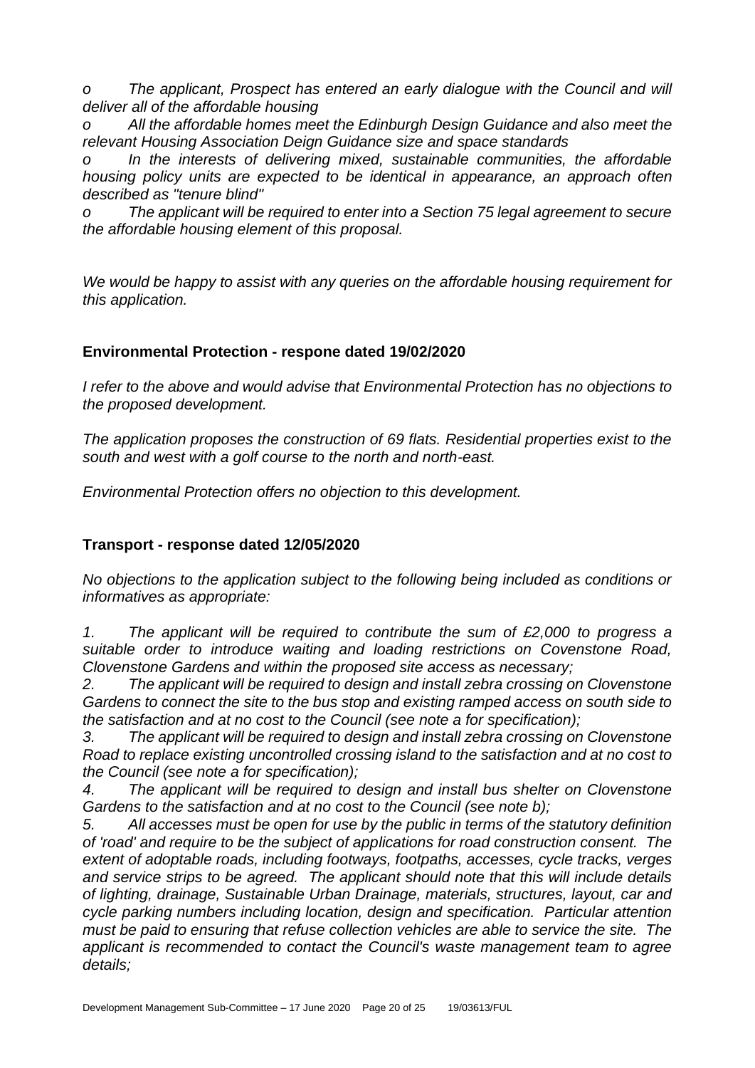*o The applicant, Prospect has entered an early dialogue with the Council and will deliver all of the affordable housing*

*o All the affordable homes meet the Edinburgh Design Guidance and also meet the relevant Housing Association Deign Guidance size and space standards*

*o In the interests of delivering mixed, sustainable communities, the affordable housing policy units are expected to be identical in appearance, an approach often described as "tenure blind"*

*o The applicant will be required to enter into a Section 75 legal agreement to secure the affordable housing element of this proposal.*

*We would be happy to assist with any queries on the affordable housing requirement for this application.*

**Environmental Protection - respone dated 19/02/2020**

*I refer to the above and would advise that Environmental Protection has no objections to the proposed development.*

*The application proposes the construction of 69 flats. Residential properties exist to the south and west with a golf course to the north and north-east.*

*Environmental Protection offers no objection to this development.*

**Transport - response dated 12/05/2020**

*No objections to the application subject to the following being included as conditions or informatives as appropriate:*

*1. The applicant will be required to contribute the sum of £2,000 to progress a suitable order to introduce waiting and loading restrictions on Covenstone Road, Clovenstone Gardens and within the proposed site access as necessary;*

*2. The applicant will be required to design and install zebra crossing on Clovenstone Gardens to connect the site to the bus stop and existing ramped access on south side to the satisfaction and at no cost to the Council (see note a for specification);*

*3. The applicant will be required to design and install zebra crossing on Clovenstone Road to replace existing uncontrolled crossing island to the satisfaction and at no cost to the Council (see note a for specification);*

*4. The applicant will be required to design and install bus shelter on Clovenstone Gardens to the satisfaction and at no cost to the Council (see note b);*

*5. All accesses must be open for use by the public in terms of the statutory definition of 'road' and require to be the subject of applications for road construction consent. The extent of adoptable roads, including footways, footpaths, accesses, cycle tracks, verges and service strips to be agreed. The applicant should note that this will include details of lighting, drainage, Sustainable Urban Drainage, materials, structures, layout, car and cycle parking numbers including location, design and specification. Particular attention must be paid to ensuring that refuse collection vehicles are able to service the site. The applicant is recommended to contact the Council's waste management team to agree details;*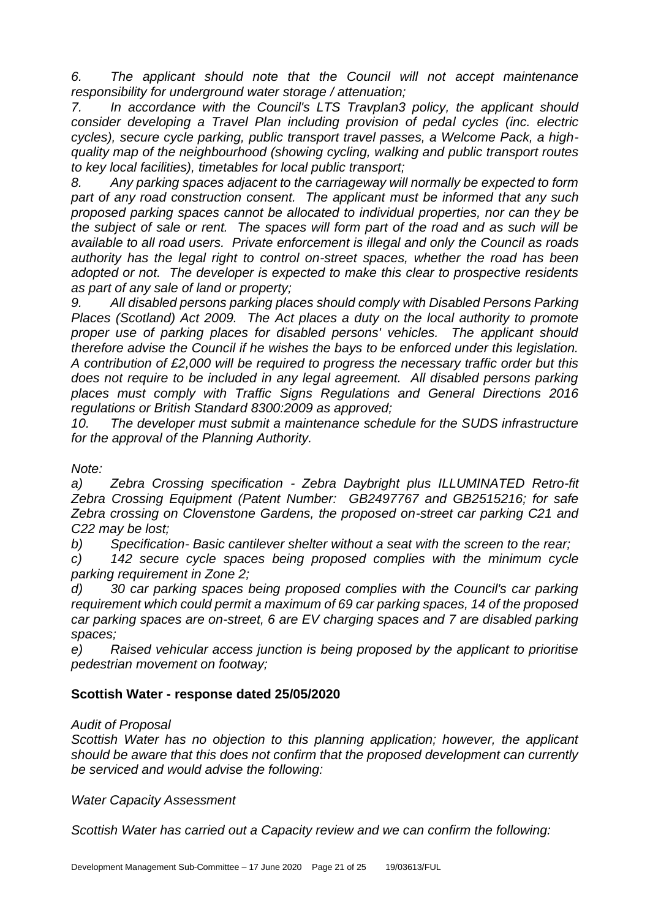*6. The applicant should note that the Council will not accept maintenance responsibility for underground water storage / attenuation;*

*7. In accordance with the Council's LTS Travplan3 policy, the applicant should consider developing a Travel Plan including provision of pedal cycles (inc. electric cycles), secure cycle parking, public transport travel passes, a Welcome Pack, a high-quality map of the neighbourhood (showing cycling, walking and public transport routes to key local facilities), timetables for local public transport;*

*8. Any parking spaces adjacent to the carriageway will normally be expected to form part of any road construction consent. The applicant must be informed that any such proposed parking spaces cannot be allocated to individual properties, nor can they be the subject of sale or rent. The spaces will form part of the road and as such will be available to all road users. Private enforcement is illegal and only the Council as roads authority has the legal right to control on-street spaces, whether the road has been adopted or not. The developer is expected to make this clear to prospective residents as part of any sale of land or property;*

*9. All disabled persons parking places should comply with Disabled Persons Parking Places (Scotland) Act 2009. The Act places a duty on the local authority to promote proper use of parking places for disabled persons' vehicles. The applicant should therefore advise the Council if he wishes the bays to be enforced under this legislation. A contribution of £2,000 will be required to progress the necessary traffic order but this does not require to be included in any legal agreement. All disabled persons parking places must comply with Traffic Signs Regulations and General Directions 2016 regulations or British Standard 8300:2009 as approved;*

*10. The developer must submit a maintenance schedule for the SUDS infrastructure for the approval of the Planning Authority.*

*Note:*

*a) Zebra Crossing specification - Zebra Daybright plus ILLUMINATED Retro-fit Zebra Crossing Equipment (Patent Number: GB2497767 and GB2515216; for safe Zebra crossing on Clovenstone Gardens, the proposed on-street car parking C21 and C22 may be lost;*

*b) Specification- Basic cantilever shelter without a seat with the screen to the rear;*

*c) 142 secure cycle spaces being proposed complies with the minimum cycle parking requirement in Zone 2;*

*d) 30 car parking spaces being proposed complies with the Council's car parking requirement which could permit a maximum of 69 car parking spaces, 14 of the proposed car parking spaces are on-street, 6 are EV charging spaces and 7 are disabled parking spaces;*

*e) Raised vehicular access junction is being proposed by the applicant to prioritise pedestrian movement on footway;*

## Scottish Water - response dated 25/05/2020

*Audit of Proposal*

*Scottish Water has no objection to this planning application; however, the applicant should be aware that this does not confirm that the proposed development can currently be serviced and would advise the following:*

*Water Capacity Assessment*

*Scottish Water has carried out a Capacity review and we can confirm the following:*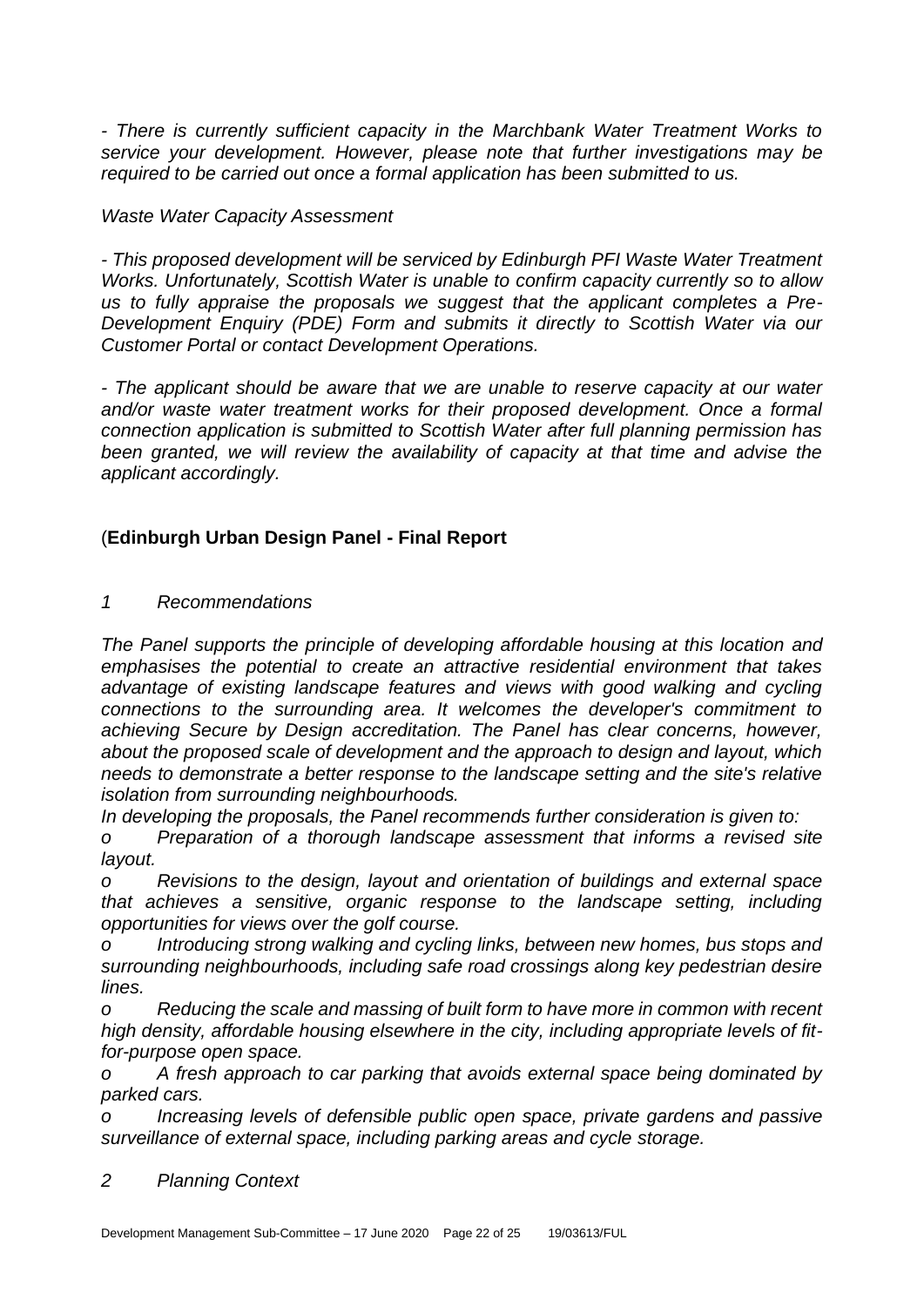*- There is currently sufficient capacity in the Marchbank Water Treatment Works to service your development. However, please note that further investigations may be required to be carried out once a formal application has been submitted to us.*

*Waste Water Capacity Assessment*

*- This proposed development will be serviced by Edinburgh PFI Waste Water Treatment Works. Unfortunately, Scottish Water is unable to confirm capacity currently so to allow us to fully appraise the proposals we suggest that the applicant completes a Pre-Development Enquiry (PDE) Form and submits it directly to Scottish Water via our Customer Portal or contact Development Operations.*

*- The applicant should be aware that we are unable to reserve capacity at our water and/or waste water treatment works for their proposed development. Once a formal connection application is submitted to Scottish Water after full planning permission has been granted, we will review the availability of capacity at that time and advise the applicant accordingly.*

(**Edinburgh Urban Design Panel - Final Report**

*1 Recommendations*

*The Panel supports the principle of developing affordable housing at this location and emphasises the potential to create an attractive residential environment that takes advantage of existing landscape features and views with good walking and cycling connections to the surrounding area. It welcomes the developer's commitment to achieving Secure by Design accreditation. The Panel has clear concerns, however, about the proposed scale of development and the approach to design and layout, which needs to demonstrate a better response to the landscape setting and the site's relative isolation from surrounding neighbourhoods.*

*In developing the proposals, the Panel recommends further consideration is given to:*

*o Preparation of a thorough landscape assessment that informs a revised site layout.*

*o Revisions to the design, layout and orientation of buildings and external space that achieves a sensitive, organic response to the landscape setting, including opportunities for views over the golf course.*

*o Introducing strong walking and cycling links, between new homes, bus stops and surrounding neighbourhoods, including safe road crossings along key pedestrian desire lines.*

*o Reducing the scale and massing of built form to have more in common with recent high density, affordable housing elsewhere in the city, including appropriate levels of fit-for-purpose open space.*

*o A fresh approach to car parking that avoids external space being dominated by parked cars.*

*o Increasing levels of defensible public open space, private gardens and passive surveillance of external space, including parking areas and cycle storage.*

*2 Planning Context*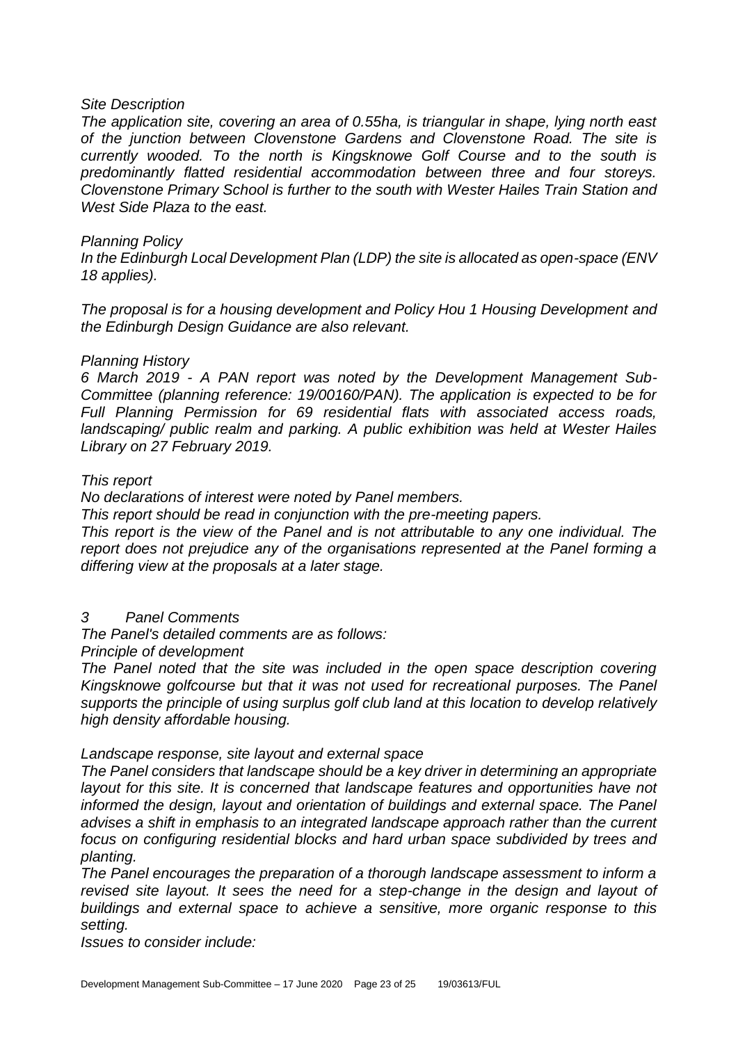*Site Description*

*The application site, covering an area of 0.55ha, is triangular in shape, lying north east of the junction between Clovenstone Gardens and Clovenstone Road. The site is currently wooded. To the north is Kingsknowe Golf Course and to the south is predominantly flatted residential accommodation between three and four storeys. Clovenstone Primary School is further to the south with Wester Hailes Train Station and West Side Plaza to the east.*

*Planning Policy*

*In the Edinburgh Local Development Plan (LDP) the site is allocated as open-space (ENV 18 applies).*

*The proposal is for a housing development and Policy Hou 1 Housing Development and the Edinburgh Design Guidance are also relevant.*

*Planning History*

*6 March 2019 - A PAN report was noted by the Development Management Sub-Committee (planning reference: 19/00160/PAN). The application is expected to be for Full Planning Permission for 69 residential flats with associated access roads, landscaping/ public realm and parking. A public exhibition was held at Wester Hailes Library on 27 February 2019.*

*This report*

*No declarations of interest were noted by Panel members.*

*This report should be read in conjunction with the pre-meeting papers.*

*This report is the view of the Panel and is not attributable to any one individual. The report does not prejudice any of the organisations represented at the Panel forming a differing view at the proposals at a later stage.*

*3 Panel Comments*

*The Panel's detailed comments are as follows:*

*Principle of development*

*The Panel noted that the site was included in the open space description covering Kingsknowe golfcourse but that it was not used for recreational purposes. The Panel supports the principle of using surplus golf club land at this location to develop relatively high density affordable housing.*

*Landscape response, site layout and external space*

*The Panel considers that landscape should be a key driver in determining an appropriate layout for this site. It is concerned that landscape features and opportunities have not informed the design, layout and orientation of buildings and external space. The Panel advises a shift in emphasis to an integrated landscape approach rather than the current focus on configuring residential blocks and hard urban space subdivided by trees and planting.*

*The Panel encourages the preparation of a thorough landscape assessment to inform a revised site layout. It sees the need for a step-change in the design and layout of buildings and external space to achieve a sensitive, more organic response to this setting.*

*Issues to consider include:*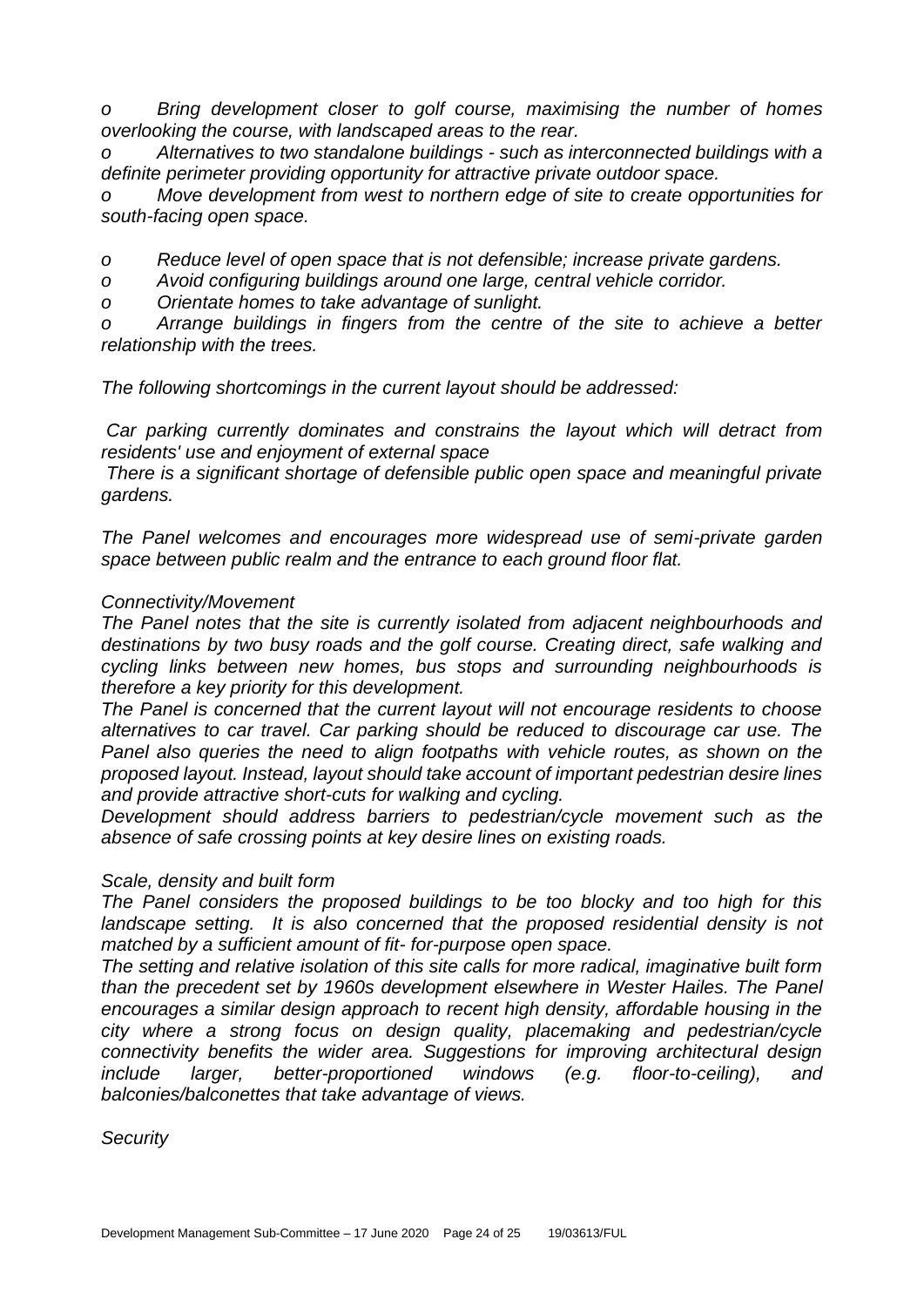*o Bring development closer to golf course, maximising the number of homes overlooking the course, with landscaped areas to the rear.*

*o Alternatives to two standalone buildings - such as interconnected buildings with a definite perimeter providing opportunity for attractive private outdoor space.*

*o Move development from west to northern edge of site to create opportunities for south-facing open space.*

*o Reduce level of open space that is not defensible; increase private gardens.*

*o Avoid configuring buildings around one large, central vehicle corridor.*

*o Orientate homes to take advantage of sunlight.*

*o Arrange buildings in fingers from the centre of the site to achieve a better relationship with the trees.*

*The following shortcomings in the current layout should be addressed:*

*Car parking currently dominates and constrains the layout which will detract from residents' use and enjoyment of external space*

*There is a significant shortage of defensible public open space and meaningful private gardens.*

*The Panel welcomes and encourages more widespread use of semi-private garden space between public realm and the entrance to each ground floor flat.*

*Connectivity/Movement*

*The Panel notes that the site is currently isolated from adjacent neighbourhoods and destinations by two busy roads and the golf course. Creating direct, safe walking and cycling links between new homes, bus stops and surrounding neighbourhoods is therefore a key priority for this development.*

*The Panel is concerned that the current layout will not encourage residents to choose alternatives to car travel. Car parking should be reduced to discourage car use. The Panel also queries the need to align footpaths with vehicle routes, as shown on the proposed layout. Instead, layout should take account of important pedestrian desire lines and provide attractive short-cuts for walking and cycling.*

*Development should address barriers to pedestrian/cycle movement such as the absence of safe crossing points at key desire lines on existing roads.*

*Scale, density and built form*

*The Panel considers the proposed buildings to be too blocky and too high for this landscape setting. It is also concerned that the proposed residential density is not matched by a sufficient amount of fit- for-purpose open space.*

*The setting and relative isolation of this site calls for more radical, imaginative built form than the precedent set by 1960s development elsewhere in Wester Hailes. The Panel encourages a similar design approach to recent high density, affordable housing in the city where a strong focus on design quality, placemaking and pedestrian/cycle connectivity benefits the wider area. Suggestions for improving architectural design include larger, better-proportioned windows (e.g. floor-to-ceiling), and balconies/balconettes that take advantage of views.*

*Security*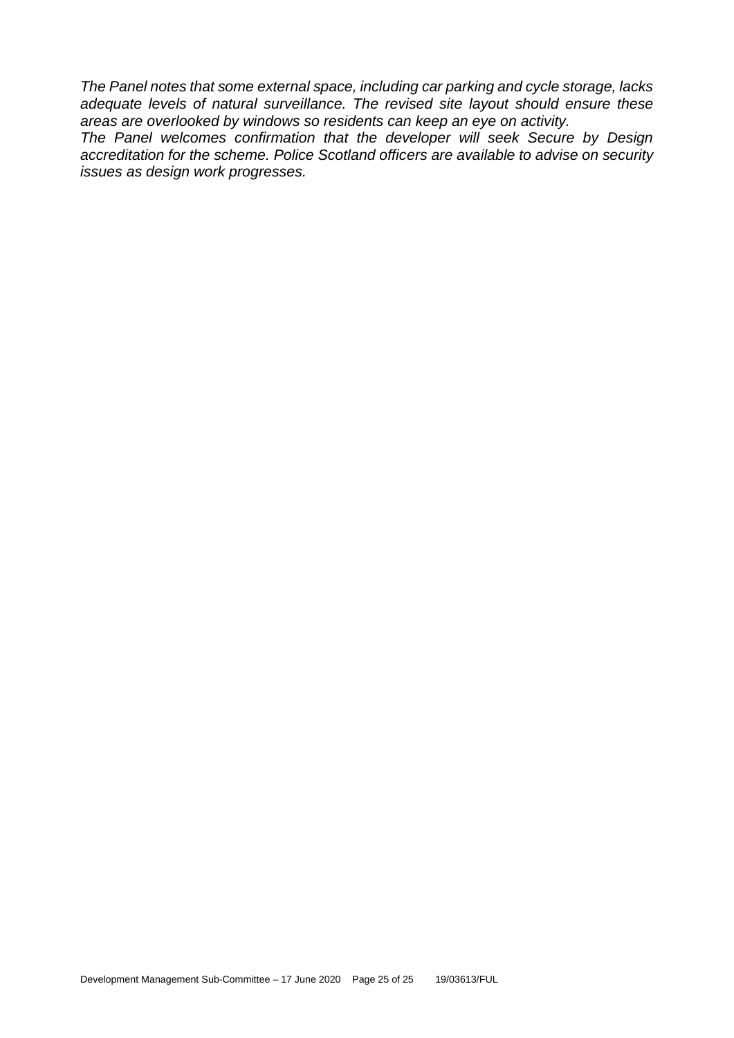*The Panel notes that some external space, including car parking and cycle storage, lacks adequate levels of natural surveillance. The revised site layout should ensure these areas are overlooked by windows so residents can keep an eye on activity.*
*The Panel welcomes confirmation that the developer will seek Secure by Design accreditation for the scheme. Police Scotland officers are available to advise on security issues as design work progresses.*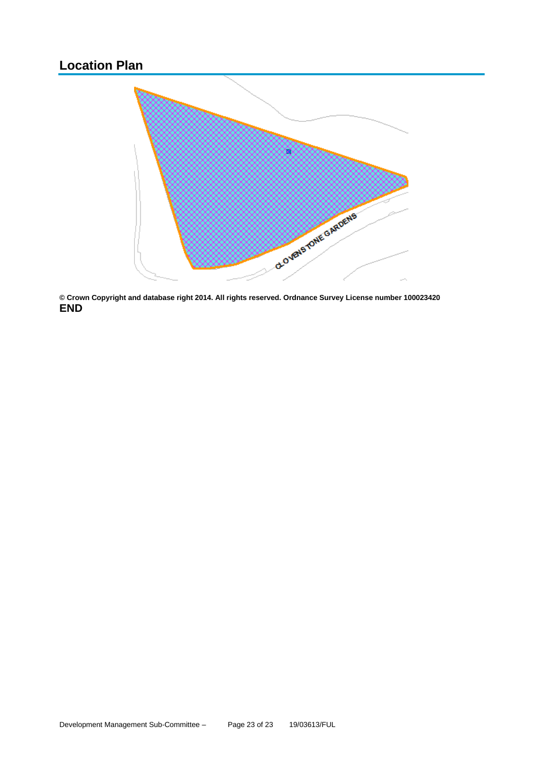## Location Plan

CLOVENSTONE GARDENS

**© Crown Copyright and database right 2014. All rights reserved. Ordnance Survey License number 100023420**

**END**